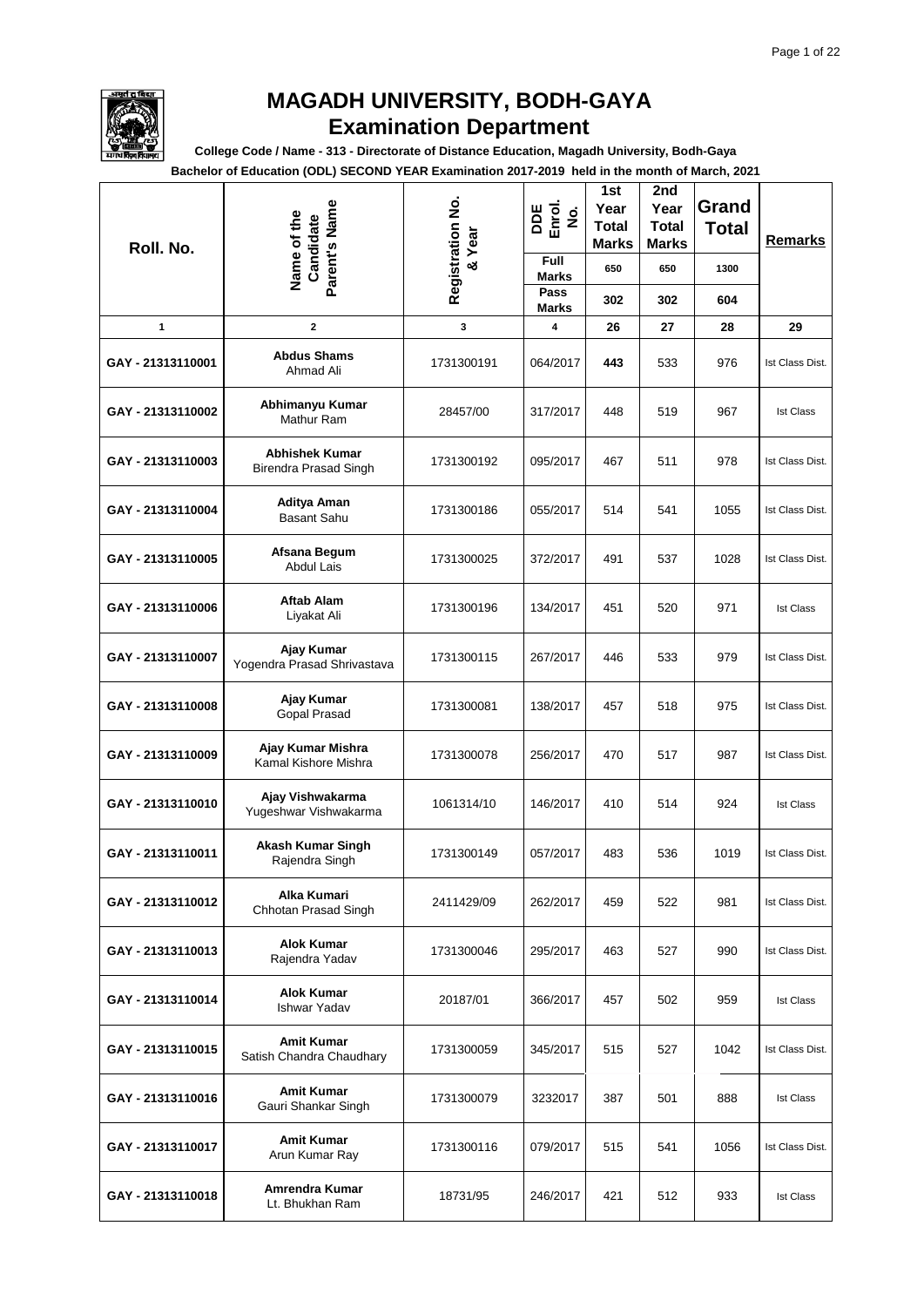# MAGADH UNIVERSITY, BODH-GAYA

## Examination Department

**College Code / Name - 313 - Directorate of Distance Education, Magadh University, Bodh-Gaya**

**Bachelor of Education (ODL) SECOND YEAR Examination 2017-2019 held in the month of March, 2021**

| Roll. No. | Name of the Candidate Parent's Name | Registration No. & Year | DDE Enrol. No. | 1st Year Total Marks | 2nd Year Total Marks | Grand Total | Remarks |
|---|---|---|---|---|---|---|---|
| | | | Full Marks | 650 | 650 | 1300 | |
| | | | Pass Marks | 302 | 302 | 604 | |
| 1 | 2 | 3 | 4 | 26 | 27 | 28 | 29 |
| GAY - 21313110001 | **Abdus Shams** Ahmad Ali | 1731300191 | 064/2017 | **443** | 533 | 976 | Ist Class Dist. |
| GAY - 21313110002 | **Abhimanyu Kumar** Mathur Ram | 28457/00 | 317/2017 | 448 | 519 | 967 | Ist Class |
| GAY - 21313110003 | **Abhishek Kumar** Birendra Prasad Singh | 1731300192 | 095/2017 | 467 | 511 | 978 | Ist Class Dist. |
| GAY - 21313110004 | **Aditya Aman** Basant Sahu | 1731300186 | 055/2017 | 514 | 541 | 1055 | Ist Class Dist. |
| GAY - 21313110005 | **Afsana Begum** Abdul Lais | 1731300025 | 372/2017 | 491 | 537 | 1028 | Ist Class Dist. |
| GAY - 21313110006 | **Aftab Alam** Liyakat Ali | 1731300196 | 134/2017 | 451 | 520 | 971 | Ist Class |
| GAY - 21313110007 | **Ajay Kumar** Yogendra Prasad Shrivastava | 1731300115 | 267/2017 | 446 | 533 | 979 | Ist Class Dist. |
| GAY - 21313110008 | **Ajay Kumar** Gopal Prasad | 1731300081 | 138/2017 | 457 | 518 | 975 | Ist Class Dist. |
| GAY - 21313110009 | **Ajay Kumar Mishra** Kamal Kishore Mishra | 1731300078 | 256/2017 | 470 | 517 | 987 | Ist Class Dist. |
| GAY - 21313110010 | **Ajay Vishwakarma** Yugeshwar Vishwakarma | 1061314/10 | 146/2017 | 410 | 514 | 924 | Ist Class |
| GAY - 21313110011 | **Akash Kumar Singh** Rajendra Singh | 1731300149 | 057/2017 | 483 | 536 | 1019 | Ist Class Dist. |
| GAY - 21313110012 | **Alka Kumari** Chhotan Prasad Singh | 2411429/09 | 262/2017 | 459 | 522 | 981 | Ist Class Dist. |
| GAY - 21313110013 | **Alok Kumar** Rajendra Yadav | 1731300046 | 295/2017 | 463 | 527 | 990 | Ist Class Dist. |
| GAY - 21313110014 | **Alok Kumar** Ishwar Yadav | 20187/01 | 366/2017 | 457 | 502 | 959 | Ist Class |
| GAY - 21313110015 | **Amit Kumar** Satish Chandra Chaudhary | 1731300059 | 345/2017 | 515 | 527 | 1042 | Ist Class Dist. |
| GAY - 21313110016 | **Amit Kumar** Gauri Shankar Singh | 1731300079 | 3232017 | 387 | 501 | 888 | Ist Class |
| GAY - 21313110017 | **Amit Kumar** Arun Kumar Ray | 1731300116 | 079/2017 | 515 | 541 | 1056 | Ist Class Dist. |
| GAY - 21313110018 | **Amrendra Kumar** Lt. Bhukhan Ram | 18731/95 | 246/2017 | 421 | 512 | 933 | Ist Class |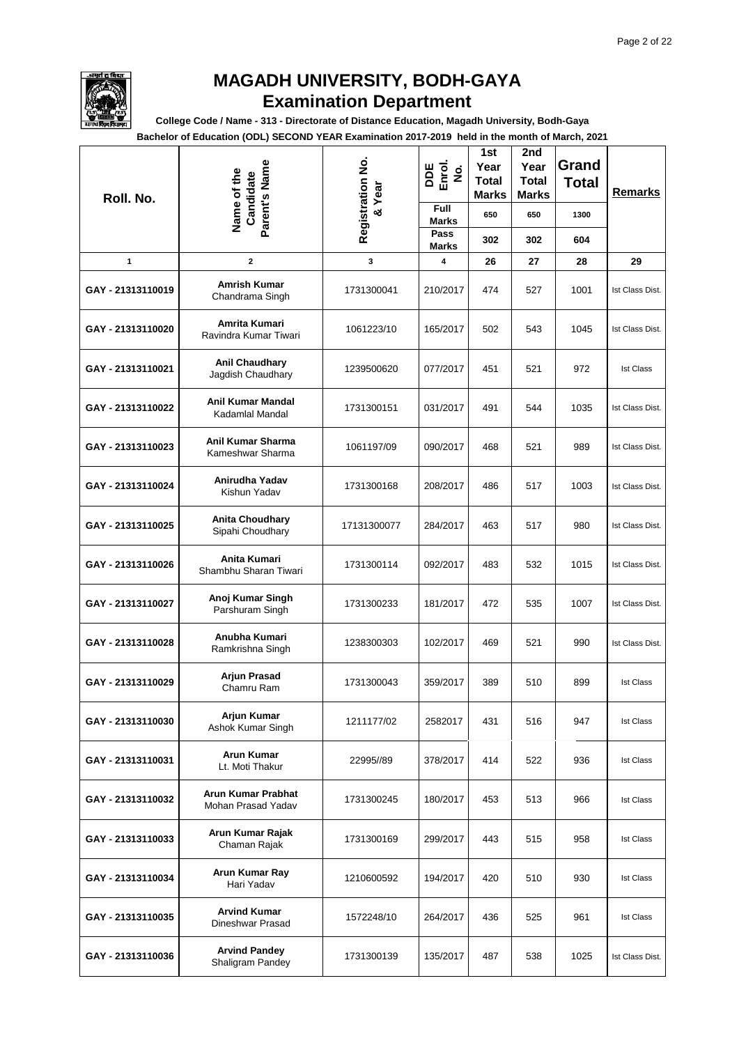# MAGADH UNIVERSITY, BODH-GAYA

## Examination Department

**College Code / Name - 313 - Directorate of Distance Education, Magadh University, Bodh-Gaya**

**Bachelor of Education (ODL) SECOND YEAR Examination 2017-2019 held in the month of March, 2021**

| Roll. No. | Name of the Candidate Parent's Name | Registration No. & Year | DDE Enrol. No. | 1st Year Total Marks | 2nd Year Total Marks | Grand Total | Remarks |
|---|---|---|---|---|---|---|---|
| | | | Full Marks | 650 | 650 | 1300 | |
| | | | Pass Marks | 302 | 302 | 604 | |
| 1 | 2 | 3 | 4 | 26 | 27 | 28 | 29 |
| GAY - 21313110019 | **Amrish Kumar** Chandrama Singh | 1731300041 | 210/2017 | 474 | 527 | 1001 | Ist Class Dist. |
| GAY - 21313110020 | **Amrita Kumari** Ravindra Kumar Tiwari | 1061223/10 | 165/2017 | 502 | 543 | 1045 | Ist Class Dist. |
| GAY - 21313110021 | **Anil Chaudhary** Jagdish Chaudhary | 1239500620 | 077/2017 | 451 | 521 | 972 | Ist Class |
| GAY - 21313110022 | **Anil Kumar Mandal** Kadamlal Mandal | 1731300151 | 031/2017 | 491 | 544 | 1035 | Ist Class Dist. |
| GAY - 21313110023 | **Anil Kumar Sharma** Kameshwar Sharma | 1061197/09 | 090/2017 | 468 | 521 | 989 | Ist Class Dist. |
| GAY - 21313110024 | **Anirudha Yadav** Kishun Yadav | 1731300168 | 208/2017 | 486 | 517 | 1003 | Ist Class Dist. |
| GAY - 21313110025 | **Anita Choudhary** Sipahi Choudhary | 17131300077 | 284/2017 | 463 | 517 | 980 | Ist Class Dist. |
| GAY - 21313110026 | **Anita Kumari** Shambhu Sharan Tiwari | 1731300114 | 092/2017 | 483 | 532 | 1015 | Ist Class Dist. |
| GAY - 21313110027 | **Anoj Kumar Singh** Parshuram Singh | 1731300233 | 181/2017 | 472 | 535 | 1007 | Ist Class Dist. |
| GAY - 21313110028 | **Anubha Kumari** Ramkrishna Singh | 1238300303 | 102/2017 | 469 | 521 | 990 | Ist Class Dist. |
| GAY - 21313110029 | **Arjun Prasad** Chamru Ram | 1731300043 | 359/2017 | 389 | 510 | 899 | Ist Class |
| GAY - 21313110030 | **Arjun Kumar** Ashok Kumar Singh | 1211177/02 | 2582017 | 431 | 516 | 947 | Ist Class |
| GAY - 21313110031 | **Arun Kumar** Lt. Moti Thakur | 22995//89 | 378/2017 | 414 | 522 | 936 | Ist Class |
| GAY - 21313110032 | **Arun Kumar Prabhat** Mohan Prasad Yadav | 1731300245 | 180/2017 | 453 | 513 | 966 | Ist Class |
| GAY - 21313110033 | **Arun Kumar Rajak** Chaman Rajak | 1731300169 | 299/2017 | 443 | 515 | 958 | Ist Class |
| GAY - 21313110034 | **Arun Kumar Ray** Hari Yadav | 1210600592 | 194/2017 | 420 | 510 | 930 | Ist Class |
| GAY - 21313110035 | **Arvind Kumar** Dineshwar Prasad | 1572248/10 | 264/2017 | 436 | 525 | 961 | Ist Class |
| GAY - 21313110036 | **Arvind Pandey** Shaligram Pandey | 1731300139 | 135/2017 | 487 | 538 | 1025 | Ist Class Dist. |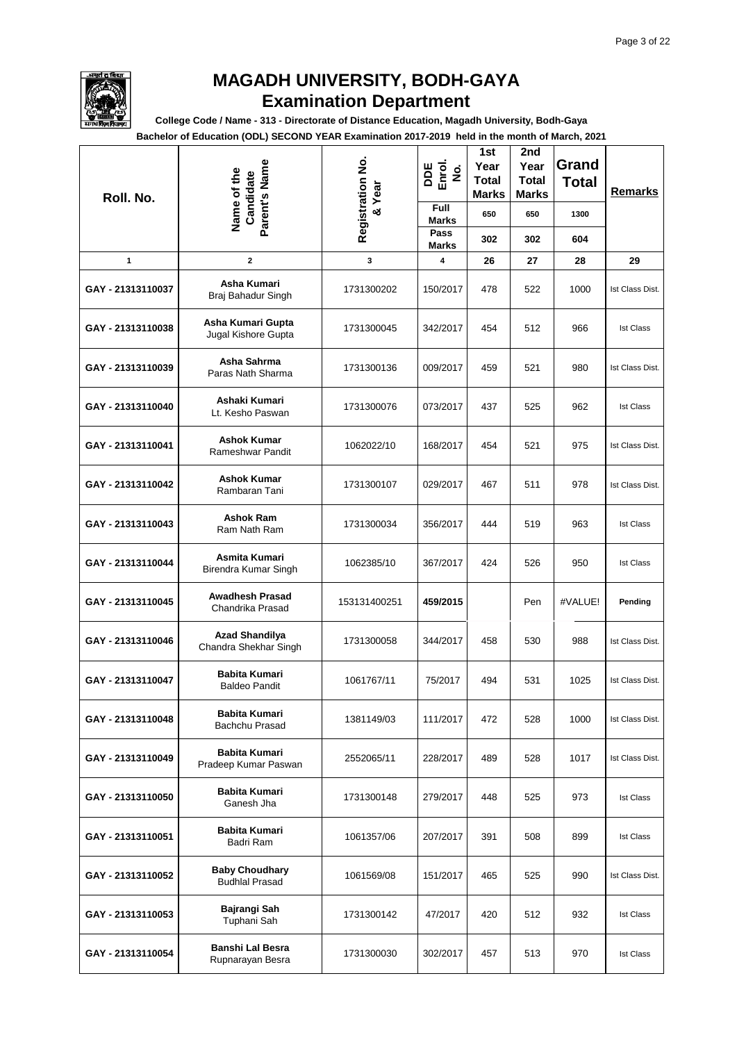# MAGADH UNIVERSITY, BODH-GAYA

## Examination Department

**College Code / Name - 313 - Directorate of Distance Education, Magadh University, Bodh-Gaya**

**Bachelor of Education (ODL) SECOND YEAR Examination 2017-2019 held in the month of March, 2021**

| Roll. No. | Name of the Candidate Parent's Name | Registration No. & Year | DDE Enrol. No. | 1st Year Total Marks | 2nd Year Total Marks | Grand Total | Remarks |
|---|---|---|---|---|---|---|---|
| | | | Full Marks | 650 | 650 | 1300 | |
| | | | Pass Marks | 302 | 302 | 604 | |
| 1 | 2 | 3 | 4 | 26 | 27 | 28 | 29 |
| GAY - 21313110037 | **Asha Kumari** Braj Bahadur Singh | 1731300202 | 150/2017 | 478 | 522 | 1000 | Ist Class Dist. |
| GAY - 21313110038 | **Asha Kumari Gupta** Jugal Kishore Gupta | 1731300045 | 342/2017 | 454 | 512 | 966 | Ist Class |
| GAY - 21313110039 | **Asha Sahrma** Paras Nath Sharma | 1731300136 | 009/2017 | 459 | 521 | 980 | Ist Class Dist. |
| GAY - 21313110040 | **Ashaki Kumari** Lt. Kesho Paswan | 1731300076 | 073/2017 | 437 | 525 | 962 | Ist Class |
| GAY - 21313110041 | **Ashok Kumar** Rameshwar Pandit | 1062022/10 | 168/2017 | 454 | 521 | 975 | Ist Class Dist. |
| GAY - 21313110042 | **Ashok Kumar** Rambaran Tani | 1731300107 | 029/2017 | 467 | 511 | 978 | Ist Class Dist. |
| GAY - 21313110043 | **Ashok Ram** Ram Nath Ram | 1731300034 | 356/2017 | 444 | 519 | 963 | Ist Class |
| GAY - 21313110044 | **Asmita Kumari** Birendra Kumar Singh | 1062385/10 | 367/2017 | 424 | 526 | 950 | Ist Class |
| GAY - 21313110045 | **Awadhesh Prasad** Chandrika Prasad | 153131400251 | **459/2015** | | Pen | #VALUE! | **Pending** |
| GAY - 21313110046 | **Azad Shandilya** Chandra Shekhar Singh | 1731300058 | 344/2017 | 458 | 530 | 988 | Ist Class Dist. |
| GAY - 21313110047 | **Babita Kumari** Baldeo Pandit | 1061767/11 | 75/2017 | 494 | 531 | 1025 | Ist Class Dist. |
| GAY - 21313110048 | **Babita Kumari** Bachchu Prasad | 1381149/03 | 111/2017 | 472 | 528 | 1000 | Ist Class Dist. |
| GAY - 21313110049 | **Babita Kumari** Pradeep Kumar Paswan | 2552065/11 | 228/2017 | 489 | 528 | 1017 | Ist Class Dist. |
| GAY - 21313110050 | **Babita Kumari** Ganesh Jha | 1731300148 | 279/2017 | 448 | 525 | 973 | Ist Class |
| GAY - 21313110051 | **Babita Kumari** Badri Ram | 1061357/06 | 207/2017 | 391 | 508 | 899 | Ist Class |
| GAY - 21313110052 | **Baby Choudhary** Budhlal Prasad | 1061569/08 | 151/2017 | 465 | 525 | 990 | Ist Class Dist. |
| GAY - 21313110053 | **Bajrangi Sah** Tuphani Sah | 1731300142 | 47/2017 | 420 | 512 | 932 | Ist Class |
| GAY - 21313110054 | **Banshi Lal Besra** Rupnarayan Besra | 1731300030 | 302/2017 | 457 | 513 | 970 | Ist Class |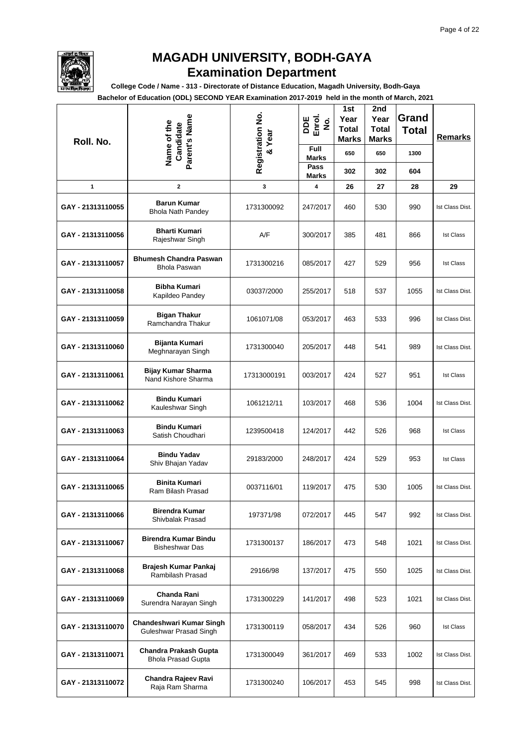# MAGADH UNIVERSITY, BODH-GAYA

## Examination Department

**College Code / Name - 313 - Directorate of Distance Education, Magadh University, Bodh-Gaya**

**Bachelor of Education (ODL) SECOND YEAR Examination 2017-2019 held in the month of March, 2021**

| Roll. No. | Name of the Candidate Parent's Name | Registration No. & Year | DDE Enrol. No. | 1st Year Total Marks | 2nd Year Total Marks | Grand Total | Remarks |
|---|---|---|---|---|---|---|---|
| | | | Full Marks | 650 | 650 | 1300 | |
| | | | Pass Marks | 302 | 302 | 604 | |
| 1 | 2 | 3 | 4 | 26 | 27 | 28 | 29 |
| GAY - 21313110055 | **Barun Kumar** Bhola Nath Pandey | 1731300092 | 247/2017 | 460 | 530 | 990 | Ist Class Dist. |
| GAY - 21313110056 | **Bharti Kumari** Rajeshwar Singh | A/F | 300/2017 | 385 | 481 | 866 | Ist Class |
| GAY - 21313110057 | **Bhumesh Chandra Paswan** Bhola Paswan | 1731300216 | 085/2017 | 427 | 529 | 956 | Ist Class |
| GAY - 21313110058 | **Bibha Kumari** Kapildeo Pandey | 03037/2000 | 255/2017 | 518 | 537 | 1055 | Ist Class Dist. |
| GAY - 21313110059 | **Bigan Thakur** Ramchandra Thakur | 1061071/08 | 053/2017 | 463 | 533 | 996 | Ist Class Dist. |
| GAY - 21313110060 | **Bijanta Kumari** Meghnarayan Singh | 1731300040 | 205/2017 | 448 | 541 | 989 | Ist Class Dist. |
| GAY - 21313110061 | **Bijay Kumar Sharma** Nand Kishore Sharma | 17313000191 | 003/2017 | 424 | 527 | 951 | Ist Class |
| GAY - 21313110062 | **Bindu Kumari** Kauleshwar Singh | 1061212/11 | 103/2017 | 468 | 536 | 1004 | Ist Class Dist. |
| GAY - 21313110063 | **Bindu Kumari** Satish Choudhari | 1239500418 | 124/2017 | 442 | 526 | 968 | Ist Class |
| GAY - 21313110064 | **Bindu Yadav** Shiv Bhajan Yadav | 29183/2000 | 248/2017 | 424 | 529 | 953 | Ist Class |
| GAY - 21313110065 | **Binita Kumari** Ram Bilash Prasad | 0037116/01 | 119/2017 | 475 | 530 | 1005 | Ist Class Dist. |
| GAY - 21313110066 | **Birendra Kumar** Shivbalak Prasad | 197371/98 | 072/2017 | 445 | 547 | 992 | Ist Class Dist. |
| GAY - 21313110067 | **Birendra Kumar Bindu** Bisheshwar Das | 1731300137 | 186/2017 | 473 | 548 | 1021 | Ist Class Dist. |
| GAY - 21313110068 | **Brajesh Kumar Pankaj** Rambilash Prasad | 29166/98 | 137/2017 | 475 | 550 | 1025 | Ist Class Dist. |
| GAY - 21313110069 | **Chanda Rani** Surendra Narayan Singh | 1731300229 | 141/2017 | 498 | 523 | 1021 | Ist Class Dist. |
| GAY - 21313110070 | **Chandeshwari Kumar Singh** Guleshwar Prasad Singh | 1731300119 | 058/2017 | 434 | 526 | 960 | Ist Class |
| GAY - 21313110071 | **Chandra Prakash Gupta** Bhola Prasad Gupta | 1731300049 | 361/2017 | 469 | 533 | 1002 | Ist Class Dist. |
| GAY - 21313110072 | **Chandra Rajeev Ravi** Raja Ram Sharma | 1731300240 | 106/2017 | 453 | 545 | 998 | Ist Class Dist. |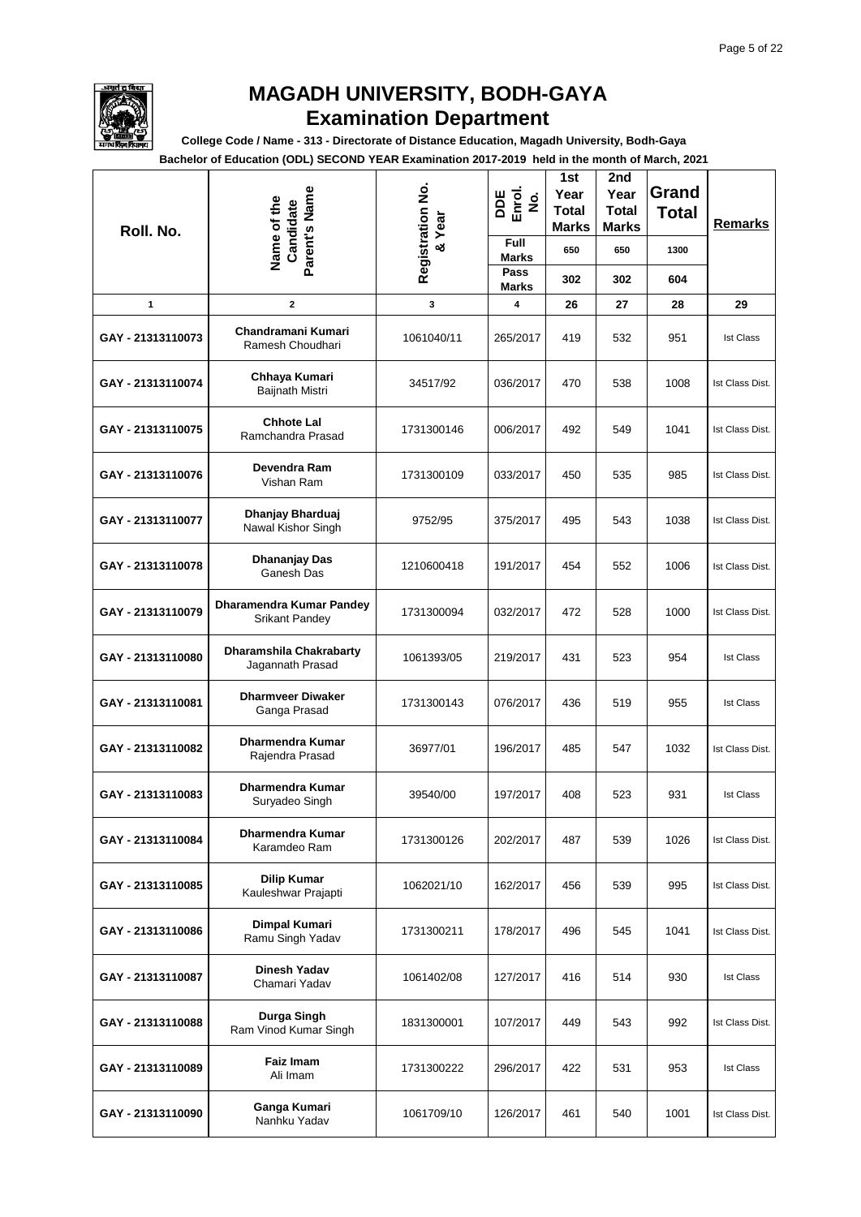# MAGADH UNIVERSITY, BODH-GAYA

## Examination Department

**College Code / Name - 313 - Directorate of Distance Education, Magadh University, Bodh-Gaya**

**Bachelor of Education (ODL) SECOND YEAR Examination 2017-2019 held in the month of March, 2021**

| Roll. No. | Name of the Candidate Parent's Name | Registration No. & Year | DDE Enrol. No. | 1st Year Total Marks | 2nd Year Total Marks | Grand Total | Remarks |
|---|---|---|---|---|---|---|---|
| | | | Full Marks | 650 | 650 | 1300 | |
| | | | Pass Marks | 302 | 302 | 604 | |
| 1 | 2 | 3 | 4 | 26 | 27 | 28 | 29 |
| GAY - 21313110073 | **Chandramani Kumari** Ramesh Choudhari | 1061040/11 | 265/2017 | 419 | 532 | 951 | Ist Class |
| GAY - 21313110074 | **Chhaya Kumari** Baijnath Mistri | 34517/92 | 036/2017 | 470 | 538 | 1008 | Ist Class Dist. |
| GAY - 21313110075 | **Chhote Lal** Ramchandra Prasad | 1731300146 | 006/2017 | 492 | 549 | 1041 | Ist Class Dist. |
| GAY - 21313110076 | **Devendra Ram** Vishan Ram | 1731300109 | 033/2017 | 450 | 535 | 985 | Ist Class Dist. |
| GAY - 21313110077 | **Dhanjay Bharduaj** Nawal Kishor Singh | 9752/95 | 375/2017 | 495 | 543 | 1038 | Ist Class Dist. |
| GAY - 21313110078 | **Dhananjay Das** Ganesh Das | 1210600418 | 191/2017 | 454 | 552 | 1006 | Ist Class Dist. |
| GAY - 21313110079 | **Dharamendra Kumar Pandey** Srikant Pandey | 1731300094 | 032/2017 | 472 | 528 | 1000 | Ist Class Dist. |
| GAY - 21313110080 | **Dharamshila Chakrabarty** Jagannath Prasad | 1061393/05 | 219/2017 | 431 | 523 | 954 | Ist Class |
| GAY - 21313110081 | **Dharmveer Diwaker** Ganga Prasad | 1731300143 | 076/2017 | 436 | 519 | 955 | Ist Class |
| GAY - 21313110082 | **Dharmendra Kumar** Rajendra Prasad | 36977/01 | 196/2017 | 485 | 547 | 1032 | Ist Class Dist. |
| GAY - 21313110083 | **Dharmendra Kumar** Suryadeo Singh | 39540/00 | 197/2017 | 408 | 523 | 931 | Ist Class |
| GAY - 21313110084 | **Dharmendra Kumar** Karamdeo Ram | 1731300126 | 202/2017 | 487 | 539 | 1026 | Ist Class Dist. |
| GAY - 21313110085 | **Dilip Kumar** Kauleshwar Prajapti | 1062021/10 | 162/2017 | 456 | 539 | 995 | Ist Class Dist. |
| GAY - 21313110086 | **Dimpal Kumari** Ramu Singh Yadav | 1731300211 | 178/2017 | 496 | 545 | 1041 | Ist Class Dist. |
| GAY - 21313110087 | **Dinesh Yadav** Chamari Yadav | 1061402/08 | 127/2017 | 416 | 514 | 930 | Ist Class |
| GAY - 21313110088 | **Durga Singh** Ram Vinod Kumar Singh | 1831300001 | 107/2017 | 449 | 543 | 992 | Ist Class Dist. |
| GAY - 21313110089 | **Faiz Imam** Ali Imam | 1731300222 | 296/2017 | 422 | 531 | 953 | Ist Class |
| GAY - 21313110090 | **Ganga Kumari** Nanhku Yadav | 1061709/10 | 126/2017 | 461 | 540 | 1001 | Ist Class Dist. |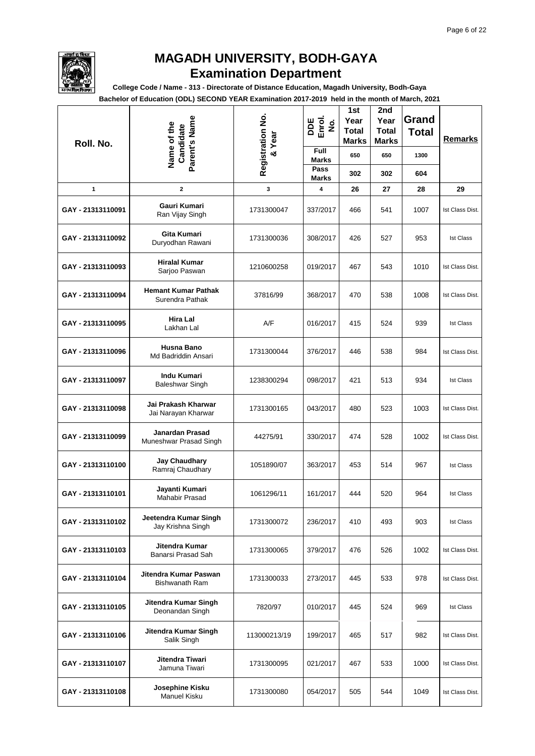# MAGADH UNIVERSITY, BODH-GAYA

## Examination Department

**College Code / Name - 313 - Directorate of Distance Education, Magadh University, Bodh-Gaya**

**Bachelor of Education (ODL) SECOND YEAR Examination 2017-2019 held in the month of March, 2021**

| Roll. No. | Name of the Candidate Parent's Name | Registration No. & Year | DDE Enrol. No. | 1st Year Total Marks | 2nd Year Total Marks | Grand Total | Remarks |
|---|---|---|---|---|---|---|---|
| | | | Full Marks | 650 | 650 | 1300 | |
| | | | Pass Marks | 302 | 302 | 604 | |
| 1 | 2 | 3 | 4 | 26 | 27 | 28 | 29 |
| GAY - 21313110091 | **Gauri Kumari** Ran Vijay Singh | 1731300047 | 337/2017 | 466 | 541 | 1007 | Ist Class Dist. |
| GAY - 21313110092 | **Gita Kumari** Duryodhan Rawani | 1731300036 | 308/2017 | 426 | 527 | 953 | Ist Class |
| GAY - 21313110093 | **Hiralal Kumar** Sarjoo Paswan | 1210600258 | 019/2017 | 467 | 543 | 1010 | Ist Class Dist. |
| GAY - 21313110094 | **Hemant Kumar Pathak** Surendra Pathak | 37816/99 | 368/2017 | 470 | 538 | 1008 | Ist Class Dist. |
| GAY - 21313110095 | **Hira Lal** Lakhan Lal | A/F | 016/2017 | 415 | 524 | 939 | Ist Class |
| GAY - 21313110096 | **Husna Bano** Md Badriddin Ansari | 1731300044 | 376/2017 | 446 | 538 | 984 | Ist Class Dist. |
| GAY - 21313110097 | **Indu Kumari** Baleshwar Singh | 1238300294 | 098/2017 | 421 | 513 | 934 | Ist Class |
| GAY - 21313110098 | **Jai Prakash Kharwar** Jai Narayan Kharwar | 1731300165 | 043/2017 | 480 | 523 | 1003 | Ist Class Dist. |
| GAY - 21313110099 | **Janardan Prasad** Muneshwar Prasad Singh | 44275/91 | 330/2017 | 474 | 528 | 1002 | Ist Class Dist. |
| GAY - 21313110100 | **Jay Chaudhary** Ramraj Chaudhary | 1051890/07 | 363/2017 | 453 | 514 | 967 | Ist Class |
| GAY - 21313110101 | **Jayanti Kumari** Mahabir Prasad | 1061296/11 | 161/2017 | 444 | 520 | 964 | Ist Class |
| GAY - 21313110102 | **Jeetendra Kumar Singh** Jay Krishna Singh | 1731300072 | 236/2017 | 410 | 493 | 903 | Ist Class |
| GAY - 21313110103 | **Jitendra Kumar** Banarsi Prasad Sah | 1731300065 | 379/2017 | 476 | 526 | 1002 | Ist Class Dist. |
| GAY - 21313110104 | **Jitendra Kumar Paswan** Bishwanath Ram | 1731300033 | 273/2017 | 445 | 533 | 978 | Ist Class Dist. |
| GAY - 21313110105 | **Jitendra Kumar Singh** Deonandan Singh | 7820/97 | 010/2017 | 445 | 524 | 969 | Ist Class |
| GAY - 21313110106 | **Jitendra Kumar Singh** Salik Singh | 113000213/19 | 199/2017 | 465 | 517 | 982 | Ist Class Dist. |
| GAY - 21313110107 | **Jitendra Tiwari** Jamuna Tiwari | 1731300095 | 021/2017 | 467 | 533 | 1000 | Ist Class Dist. |
| GAY - 21313110108 | **Josephine Kisku** Manuel Kisku | 1731300080 | 054/2017 | 505 | 544 | 1049 | Ist Class Dist. |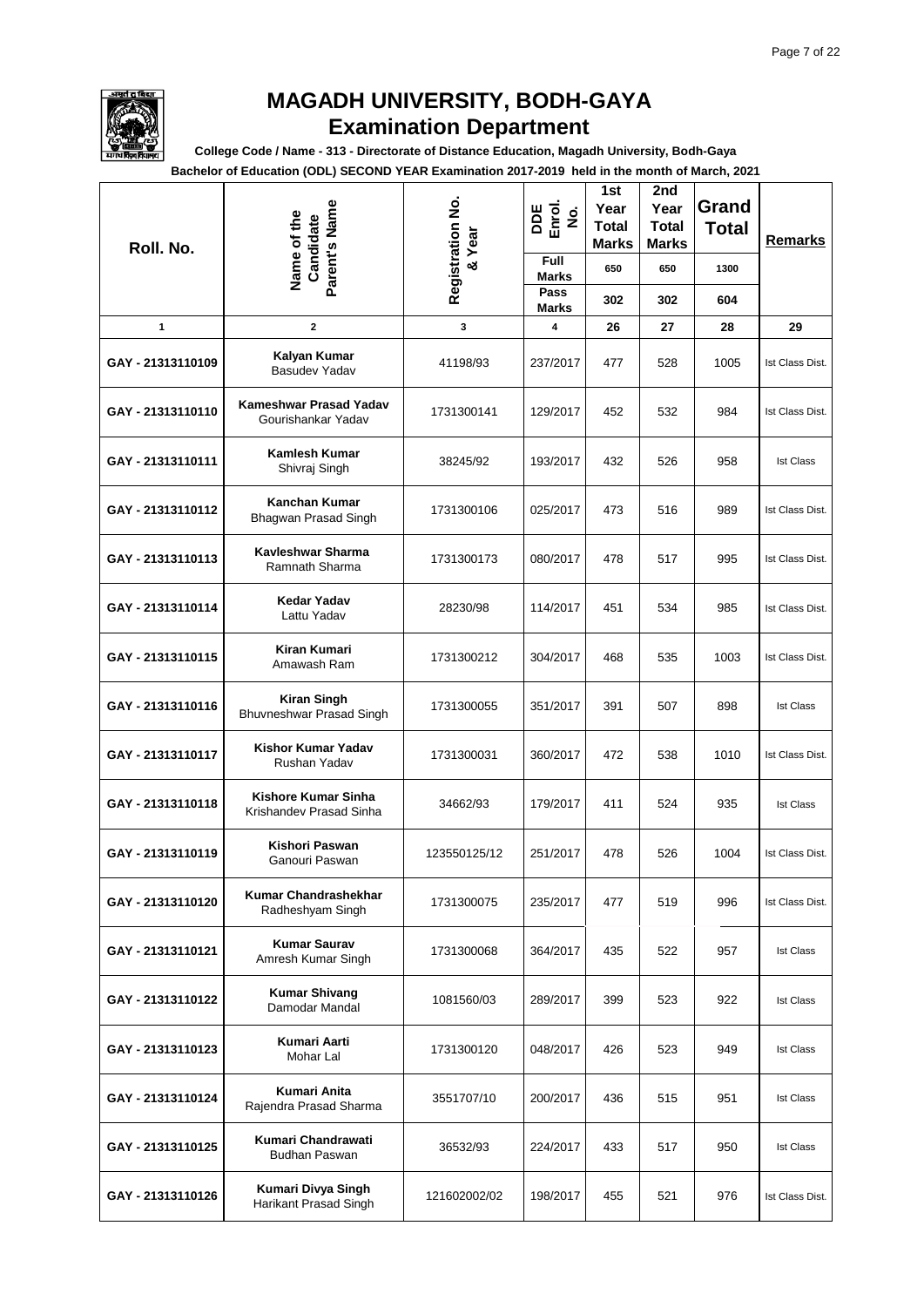# MAGADH UNIVERSITY, BODH-GAYA

## Examination Department

**College Code / Name - 313 - Directorate of Distance Education, Magadh University, Bodh-Gaya**

**Bachelor of Education (ODL) SECOND YEAR Examination 2017-2019 held in the month of March, 2021**

| Roll. No. | Name of the Candidate Parent's Name | Registration No. & Year | DDE Enrol. No. | 1st Year Total Marks | 2nd Year Total Marks | Grand Total | Remarks |
|---|---|---|---|---|---|---|---|
| | | | Full Marks | 650 | 650 | 1300 | |
| | | | Pass Marks | 302 | 302 | 604 | |
| 1 | 2 | 3 | 4 | 26 | 27 | 28 | 29 |
| GAY - 21313110109 | **Kalyan Kumar** Basudev Yadav | 41198/93 | 237/2017 | 477 | 528 | 1005 | Ist Class Dist. |
| GAY - 21313110110 | **Kameshwar Prasad Yadav** Gourishankar Yadav | 1731300141 | 129/2017 | 452 | 532 | 984 | Ist Class Dist. |
| GAY - 21313110111 | **Kamlesh Kumar** Shivraj Singh | 38245/92 | 193/2017 | 432 | 526 | 958 | Ist Class |
| GAY - 21313110112 | **Kanchan Kumar** Bhagwan Prasad Singh | 1731300106 | 025/2017 | 473 | 516 | 989 | Ist Class Dist. |
| GAY - 21313110113 | **Kavleshwar Sharma** Ramnath Sharma | 1731300173 | 080/2017 | 478 | 517 | 995 | Ist Class Dist. |
| GAY - 21313110114 | **Kedar Yadav** Lattu Yadav | 28230/98 | 114/2017 | 451 | 534 | 985 | Ist Class Dist. |
| GAY - 21313110115 | **Kiran Kumari** Amawash Ram | 1731300212 | 304/2017 | 468 | 535 | 1003 | Ist Class Dist. |
| GAY - 21313110116 | **Kiran Singh** Bhuvneshwar Prasad Singh | 1731300055 | 351/2017 | 391 | 507 | 898 | Ist Class |
| GAY - 21313110117 | **Kishor Kumar Yadav** Rushan Yadav | 1731300031 | 360/2017 | 472 | 538 | 1010 | Ist Class Dist. |
| GAY - 21313110118 | **Kishore Kumar Sinha** Krishandev Prasad Sinha | 34662/93 | 179/2017 | 411 | 524 | 935 | Ist Class |
| GAY - 21313110119 | **Kishori Paswan** Ganouri Paswan | 123550125/12 | 251/2017 | 478 | 526 | 1004 | Ist Class Dist. |
| GAY - 21313110120 | **Kumar Chandrashekhar** Radheshyam Singh | 1731300075 | 235/2017 | 477 | 519 | 996 | Ist Class Dist. |
| GAY - 21313110121 | **Kumar Saurav** Amresh Kumar Singh | 1731300068 | 364/2017 | 435 | 522 | 957 | Ist Class |
| GAY - 21313110122 | **Kumar Shivang** Damodar Mandal | 1081560/03 | 289/2017 | 399 | 523 | 922 | Ist Class |
| GAY - 21313110123 | **Kumari Aarti** Mohar Lal | 1731300120 | 048/2017 | 426 | 523 | 949 | Ist Class |
| GAY - 21313110124 | **Kumari Anita** Rajendra Prasad Sharma | 3551707/10 | 200/2017 | 436 | 515 | 951 | Ist Class |
| GAY - 21313110125 | **Kumari Chandrawati** Budhan Paswan | 36532/93 | 224/2017 | 433 | 517 | 950 | Ist Class |
| GAY - 21313110126 | **Kumari Divya Singh** Harikant Prasad Singh | 121602002/02 | 198/2017 | 455 | 521 | 976 | Ist Class Dist. |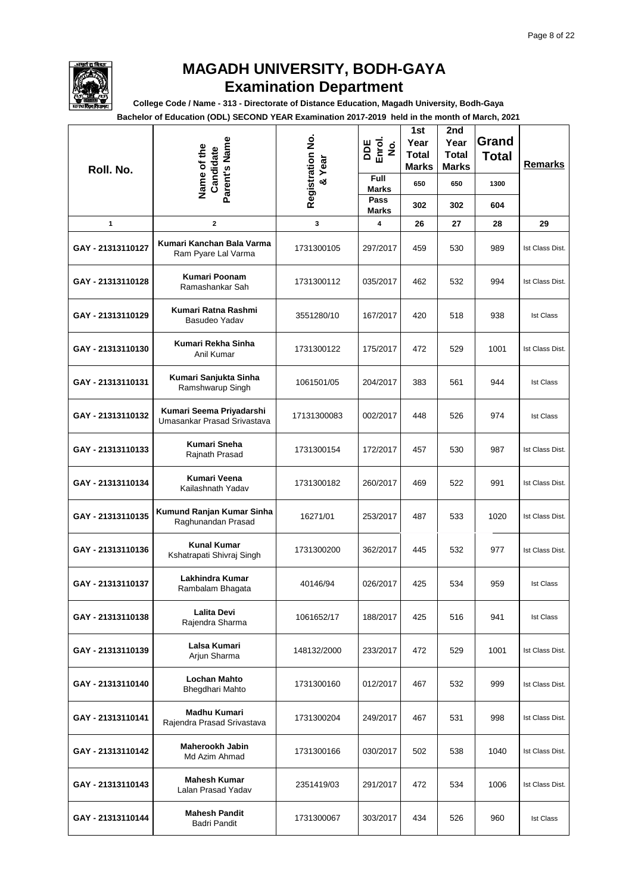# MAGADH UNIVERSITY, BODH-GAYA

## Examination Department

**College Code / Name - 313 - Directorate of Distance Education, Magadh University, Bodh-Gaya**

**Bachelor of Education (ODL) SECOND YEAR Examination 2017-2019 held in the month of March, 2021**

| Roll. No. | Name of the Candidate / Parent's Name | Registration No. & Year | DDE Enrol. No. | 1st Year Total Marks | 2nd Year Total Marks | Grand Total | Remarks |
|---|---|---|---|---|---|---|---|
| | | | Full Marks | 650 | 650 | 1300 | |
| | | | Pass Marks | 302 | 302 | 604 | |
| 1 | 2 | 3 | 4 | 26 | 27 | 28 | 29 |
| GAY - 21313110127 | **Kumari Kanchan Bala Varma** Ram Pyare Lal Varma | 1731300105 | 297/2017 | 459 | 530 | 989 | Ist Class Dist. |
| GAY - 21313110128 | **Kumari Poonam** Ramashankar Sah | 1731300112 | 035/2017 | 462 | 532 | 994 | Ist Class Dist. |
| GAY - 21313110129 | **Kumari Ratna Rashmi** Basudeo Yadav | 3551280/10 | 167/2017 | 420 | 518 | 938 | Ist Class |
| GAY - 21313110130 | **Kumari Rekha Sinha** Anil Kumar | 1731300122 | 175/2017 | 472 | 529 | 1001 | Ist Class Dist. |
| GAY - 21313110131 | **Kumari Sanjukta Sinha** Ramshwarup Singh | 1061501/05 | 204/2017 | 383 | 561 | 944 | Ist Class |
| GAY - 21313110132 | **Kumari Seema Priyadarshi** Umasankar Prasad Srivastava | 17131300083 | 002/2017 | 448 | 526 | 974 | Ist Class |
| GAY - 21313110133 | **Kumari Sneha** Rajnath Prasad | 1731300154 | 172/2017 | 457 | 530 | 987 | Ist Class Dist. |
| GAY - 21313110134 | **Kumari Veena** Kailashnath Yadav | 1731300182 | 260/2017 | 469 | 522 | 991 | Ist Class Dist. |
| GAY - 21313110135 | **Kumund Ranjan Kumar Sinha** Raghunandan Prasad | 16271/01 | 253/2017 | 487 | 533 | 1020 | Ist Class Dist. |
| GAY - 21313110136 | **Kunal Kumar** Kshatrapati Shivraj Singh | 1731300200 | 362/2017 | 445 | 532 | 977 | Ist Class Dist. |
| GAY - 21313110137 | **Lakhindra Kumar** Rambalam Bhagata | 40146/94 | 026/2017 | 425 | 534 | 959 | Ist Class |
| GAY - 21313110138 | **Lalita Devi** Rajendra Sharma | 1061652/17 | 188/2017 | 425 | 516 | 941 | Ist Class |
| GAY - 21313110139 | **Lalsa Kumari** Arjun Sharma | 148132/2000 | 233/2017 | 472 | 529 | 1001 | Ist Class Dist. |
| GAY - 21313110140 | **Lochan Mahto** Bhegdhari Mahto | 1731300160 | 012/2017 | 467 | 532 | 999 | Ist Class Dist. |
| GAY - 21313110141 | **Madhu Kumari** Rajendra Prasad Srivastava | 1731300204 | 249/2017 | 467 | 531 | 998 | Ist Class Dist. |
| GAY - 21313110142 | **Maherookh Jabin** Md Azim Ahmad | 1731300166 | 030/2017 | 502 | 538 | 1040 | Ist Class Dist. |
| GAY - 21313110143 | **Mahesh Kumar** Lalan Prasad Yadav | 2351419/03 | 291/2017 | 472 | 534 | 1006 | Ist Class Dist. |
| GAY - 21313110144 | **Mahesh Pandit** Badri Pandit | 1731300067 | 303/2017 | 434 | 526 | 960 | Ist Class |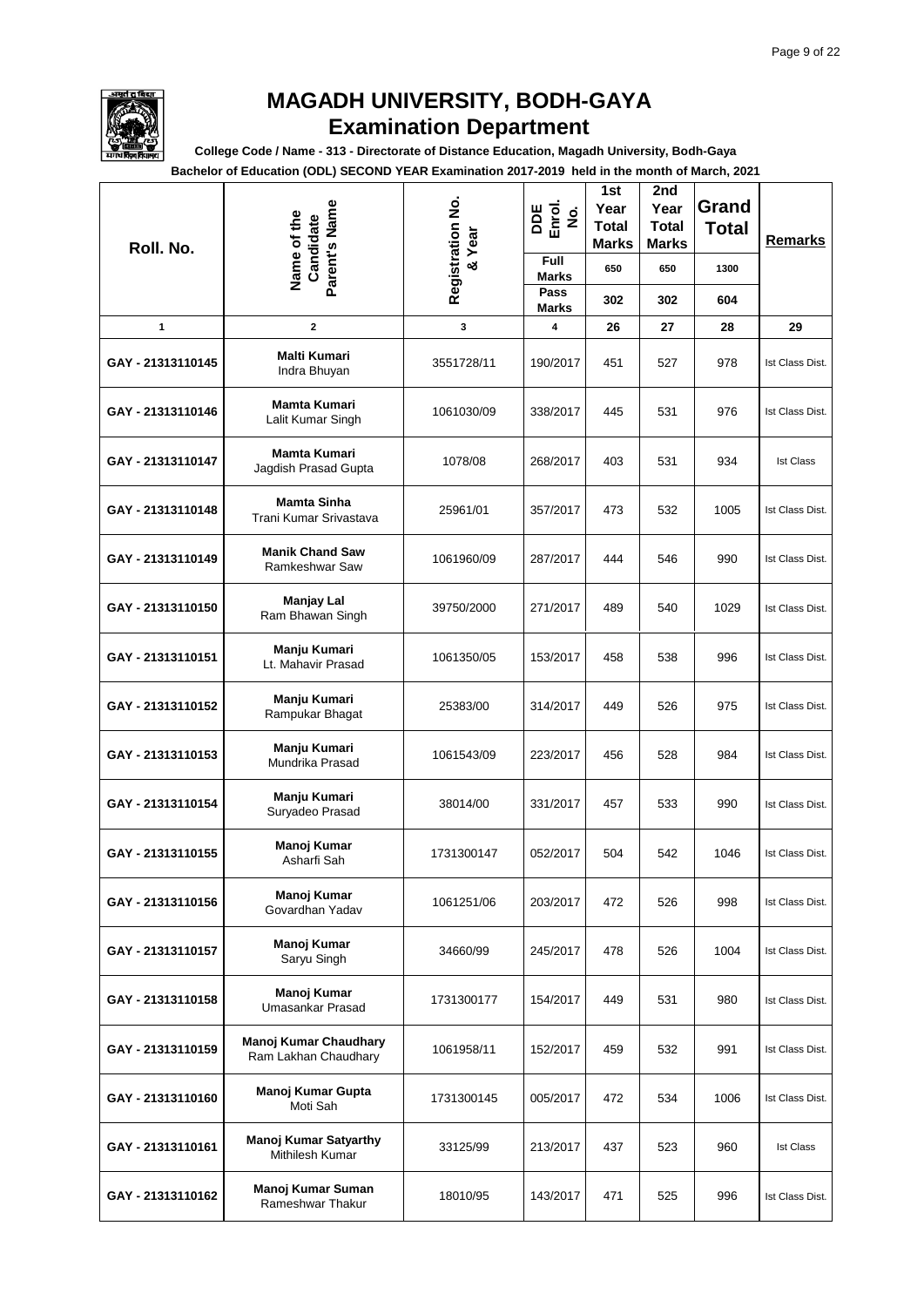# MAGADH UNIVERSITY, BODH-GAYA

## Examination Department

**College Code / Name - 313 - Directorate of Distance Education, Magadh University, Bodh-Gaya**

**Bachelor of Education (ODL) SECOND YEAR Examination 2017-2019 held in the month of March, 2021**

| Roll. No. | Name of the Candidate Parent's Name | Registration No. & Year | DDE Enrol. No. | 1st Year Total Marks | 2nd Year Total Marks | Grand Total | Remarks |
|---|---|---|---|---|---|---|---|
| | | | Full Marks | 650 | 650 | 1300 | |
| | | | Pass Marks | 302 | 302 | 604 | |
| 1 | 2 | 3 | 4 | 26 | 27 | 28 | 29 |
| GAY - 21313110145 | **Malti Kumari** Indra Bhuyan | 3551728/11 | 190/2017 | 451 | 527 | 978 | Ist Class Dist. |
| GAY - 21313110146 | **Mamta Kumari** Lalit Kumar Singh | 1061030/09 | 338/2017 | 445 | 531 | 976 | Ist Class Dist. |
| GAY - 21313110147 | **Mamta Kumari** Jagdish Prasad Gupta | 1078/08 | 268/2017 | 403 | 531 | 934 | Ist Class |
| GAY - 21313110148 | **Mamta Sinha** Trani Kumar Srivastava | 25961/01 | 357/2017 | 473 | 532 | 1005 | Ist Class Dist. |
| GAY - 21313110149 | **Manik Chand Saw** Ramkeshwar Saw | 1061960/09 | 287/2017 | 444 | 546 | 990 | Ist Class Dist. |
| GAY - 21313110150 | **Manjay Lal** Ram Bhawan Singh | 39750/2000 | 271/2017 | 489 | 540 | 1029 | Ist Class Dist. |
| GAY - 21313110151 | **Manju Kumari** Lt. Mahavir Prasad | 1061350/05 | 153/2017 | 458 | 538 | 996 | Ist Class Dist. |
| GAY - 21313110152 | **Manju Kumari** Rampukar Bhagat | 25383/00 | 314/2017 | 449 | 526 | 975 | Ist Class Dist. |
| GAY - 21313110153 | **Manju Kumari** Mundrika Prasad | 1061543/09 | 223/2017 | 456 | 528 | 984 | Ist Class Dist. |
| GAY - 21313110154 | **Manju Kumari** Suryadeo Prasad | 38014/00 | 331/2017 | 457 | 533 | 990 | Ist Class Dist. |
| GAY - 21313110155 | **Manoj Kumar** Asharfi Sah | 1731300147 | 052/2017 | 504 | 542 | 1046 | Ist Class Dist. |
| GAY - 21313110156 | **Manoj Kumar** Govardhan Yadav | 1061251/06 | 203/2017 | 472 | 526 | 998 | Ist Class Dist. |
| GAY - 21313110157 | **Manoj Kumar** Saryu Singh | 34660/99 | 245/2017 | 478 | 526 | 1004 | Ist Class Dist. |
| GAY - 21313110158 | **Manoj Kumar** Umasankar Prasad | 1731300177 | 154/2017 | 449 | 531 | 980 | Ist Class Dist. |
| GAY - 21313110159 | **Manoj Kumar Chaudhary** Ram Lakhan Chaudhary | 1061958/11 | 152/2017 | 459 | 532 | 991 | Ist Class Dist. |
| GAY - 21313110160 | **Manoj Kumar Gupta** Moti Sah | 1731300145 | 005/2017 | 472 | 534 | 1006 | Ist Class Dist. |
| GAY - 21313110161 | **Manoj Kumar Satyarthy** Mithilesh Kumar | 33125/99 | 213/2017 | 437 | 523 | 960 | Ist Class |
| GAY - 21313110162 | **Manoj Kumar Suman** Rameshwar Thakur | 18010/95 | 143/2017 | 471 | 525 | 996 | Ist Class Dist. |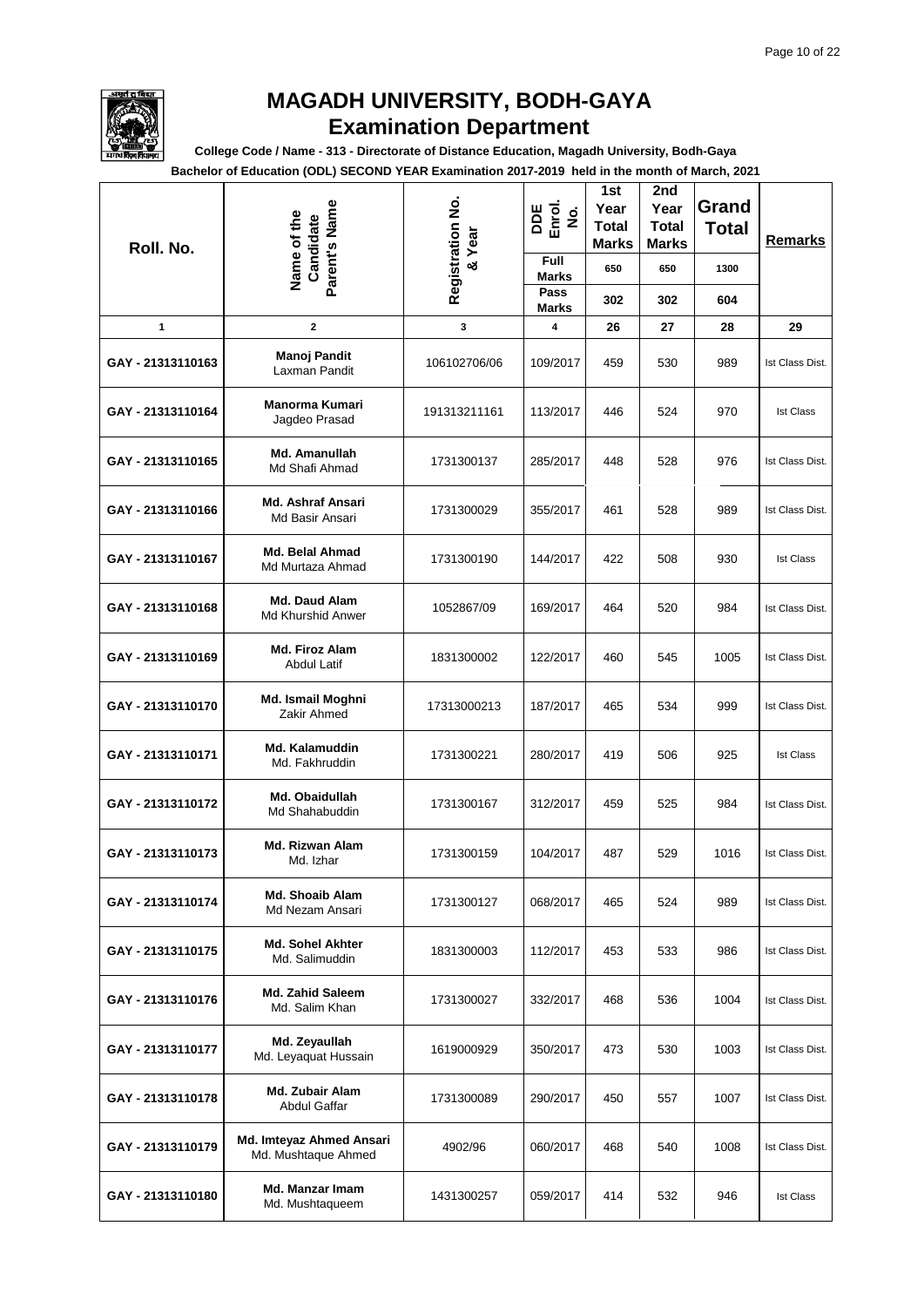# MAGADH UNIVERSITY, BODH-GAYA
## Examination Department

**College Code / Name - 313 - Directorate of Distance Education, Magadh University, Bodh-Gaya**

**Bachelor of Education (ODL) SECOND YEAR Examination 2017-2019 held in the month of March, 2021**

| Roll. No. | Name of the Candidate Parent's Name | Registration No. & Year | DDE Enrol. No. | 1st Year Total Marks | 2nd Year Total Marks | Grand Total | Remarks |
|---|---|---|---|---|---|---|---|
| | | | Full Marks | 650 | 650 | 1300 | |
| | | | Pass Marks | 302 | 302 | 604 | |
| 1 | 2 | 3 | 4 | 26 | 27 | 28 | 29 |
| GAY - 21313110163 | **Manoj Pandit** Laxman Pandit | 106102706/06 | 109/2017 | 459 | 530 | 989 | Ist Class Dist. |
| GAY - 21313110164 | **Manorma Kumari** Jagdeo Prasad | 191313211161 | 113/2017 | 446 | 524 | 970 | Ist Class |
| GAY - 21313110165 | **Md. Amanullah** Md Shafi Ahmad | 1731300137 | 285/2017 | 448 | 528 | 976 | Ist Class Dist. |
| GAY - 21313110166 | **Md. Ashraf Ansari** Md Basir Ansari | 1731300029 | 355/2017 | 461 | 528 | 989 | Ist Class Dist. |
| GAY - 21313110167 | **Md. Belal Ahmad** Md Murtaza Ahmad | 1731300190 | 144/2017 | 422 | 508 | 930 | Ist Class |
| GAY - 21313110168 | **Md. Daud Alam** Md Khurshid Anwer | 1052867/09 | 169/2017 | 464 | 520 | 984 | Ist Class Dist. |
| GAY - 21313110169 | **Md. Firoz Alam** Abdul Latif | 1831300002 | 122/2017 | 460 | 545 | 1005 | Ist Class Dist. |
| GAY - 21313110170 | **Md. Ismail Moghni** Zakir Ahmed | 17313000213 | 187/2017 | 465 | 534 | 999 | Ist Class Dist. |
| GAY - 21313110171 | **Md. Kalamuddin** Md. Fakhruddin | 1731300221 | 280/2017 | 419 | 506 | 925 | Ist Class |
| GAY - 21313110172 | **Md. Obaidullah** Md Shahabuddin | 1731300167 | 312/2017 | 459 | 525 | 984 | Ist Class Dist. |
| GAY - 21313110173 | **Md. Rizwan Alam** Md. Izhar | 1731300159 | 104/2017 | 487 | 529 | 1016 | Ist Class Dist. |
| GAY - 21313110174 | **Md. Shoaib Alam** Md Nezam Ansari | 1731300127 | 068/2017 | 465 | 524 | 989 | Ist Class Dist. |
| GAY - 21313110175 | **Md. Sohel Akhter** Md. Salimuddin | 1831300003 | 112/2017 | 453 | 533 | 986 | Ist Class Dist. |
| GAY - 21313110176 | **Md. Zahid Saleem** Md. Salim Khan | 1731300027 | 332/2017 | 468 | 536 | 1004 | Ist Class Dist. |
| GAY - 21313110177 | **Md. Zeyaullah** Md. Leyaquat Hussain | 1619000929 | 350/2017 | 473 | 530 | 1003 | Ist Class Dist. |
| GAY - 21313110178 | **Md. Zubair Alam** Abdul Gaffar | 1731300089 | 290/2017 | 450 | 557 | 1007 | Ist Class Dist. |
| GAY - 21313110179 | **Md. Imteyaz Ahmed Ansari** Md. Mushtaque Ahmed | 4902/96 | 060/2017 | 468 | 540 | 1008 | Ist Class Dist. |
| GAY - 21313110180 | **Md. Manzar Imam** Md. Mushtaqueem | 1431300257 | 059/2017 | 414 | 532 | 946 | Ist Class |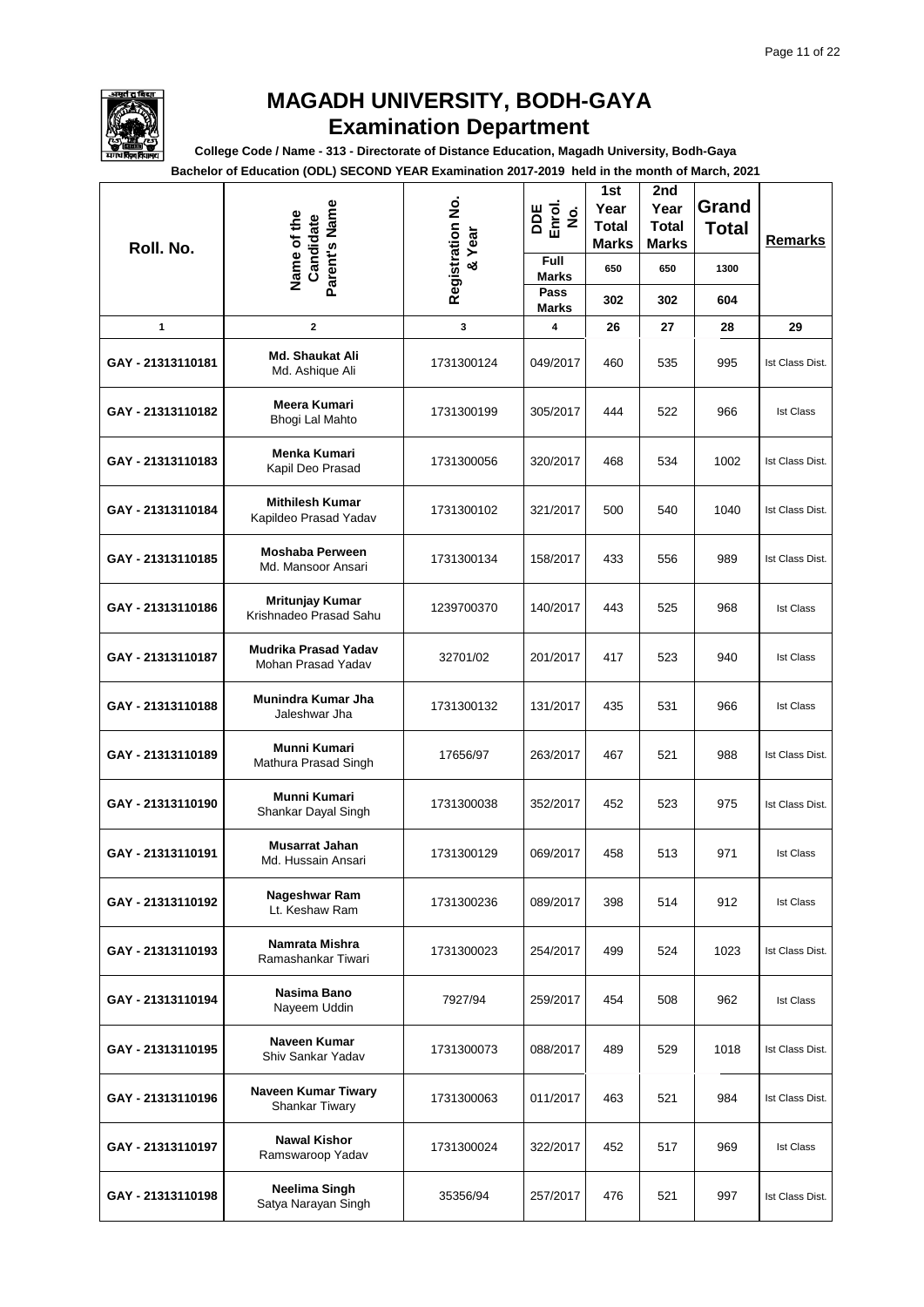# MAGADH UNIVERSITY, BODH-GAYA

## Examination Department

**College Code / Name - 313 - Directorate of Distance Education, Magadh University, Bodh-Gaya**

**Bachelor of Education (ODL) SECOND YEAR Examination 2017-2019 held in the month of March, 2021**

| Roll. No. | Name of the Candidate Parent's Name | Registration No. & Year | DDE Enrol. No. | 1st Year Total Marks | 2nd Year Total Marks | Grand Total | Remarks |
|---|---|---|---|---|---|---|---|
| | | | Full Marks | 650 | 650 | 1300 | |
| | | | Pass Marks | 302 | 302 | 604 | |
| 1 | 2 | 3 | 4 | 26 | 27 | 28 | 29 |
| GAY - 21313110181 | **Md. Shaukat Ali** Md. Ashique Ali | 1731300124 | 049/2017 | 460 | 535 | 995 | Ist Class Dist. |
| GAY - 21313110182 | **Meera Kumari** Bhogi Lal Mahto | 1731300199 | 305/2017 | 444 | 522 | 966 | Ist Class |
| GAY - 21313110183 | **Menka Kumari** Kapil Deo Prasad | 1731300056 | 320/2017 | 468 | 534 | 1002 | Ist Class Dist. |
| GAY - 21313110184 | **Mithilesh Kumar** Kapildeo Prasad Yadav | 1731300102 | 321/2017 | 500 | 540 | 1040 | Ist Class Dist. |
| GAY - 21313110185 | **Moshaba Perween** Md. Mansoor Ansari | 1731300134 | 158/2017 | 433 | 556 | 989 | Ist Class Dist. |
| GAY - 21313110186 | **Mritunjay Kumar** Krishnadeo Prasad Sahu | 1239700370 | 140/2017 | 443 | 525 | 968 | Ist Class |
| GAY - 21313110187 | **Mudrika Prasad Yadav** Mohan Prasad Yadav | 32701/02 | 201/2017 | 417 | 523 | 940 | Ist Class |
| GAY - 21313110188 | **Munindra Kumar Jha** Jaleshwar Jha | 1731300132 | 131/2017 | 435 | 531 | 966 | Ist Class |
| GAY - 21313110189 | **Munni Kumari** Mathura Prasad Singh | 17656/97 | 263/2017 | 467 | 521 | 988 | Ist Class Dist. |
| GAY - 21313110190 | **Munni Kumari** Shankar Dayal Singh | 1731300038 | 352/2017 | 452 | 523 | 975 | Ist Class Dist. |
| GAY - 21313110191 | **Musarrat Jahan** Md. Hussain Ansari | 1731300129 | 069/2017 | 458 | 513 | 971 | Ist Class |
| GAY - 21313110192 | **Nageshwar Ram** Lt. Keshaw Ram | 1731300236 | 089/2017 | 398 | 514 | 912 | Ist Class |
| GAY - 21313110193 | **Namrata Mishra** Ramashankar Tiwari | 1731300023 | 254/2017 | 499 | 524 | 1023 | Ist Class Dist. |
| GAY - 21313110194 | **Nasima Bano** Nayeem Uddin | 7927/94 | 259/2017 | 454 | 508 | 962 | Ist Class |
| GAY - 21313110195 | **Naveen Kumar** Shiv Sankar Yadav | 1731300073 | 088/2017 | 489 | 529 | 1018 | Ist Class Dist. |
| GAY - 21313110196 | **Naveen Kumar Tiwary** Shankar Tiwary | 1731300063 | 011/2017 | 463 | 521 | 984 | Ist Class Dist. |
| GAY - 21313110197 | **Nawal Kishor** Ramswaroop Yadav | 1731300024 | 322/2017 | 452 | 517 | 969 | Ist Class |
| GAY - 21313110198 | **Neelima Singh** Satya Narayan Singh | 35356/94 | 257/2017 | 476 | 521 | 997 | Ist Class Dist. |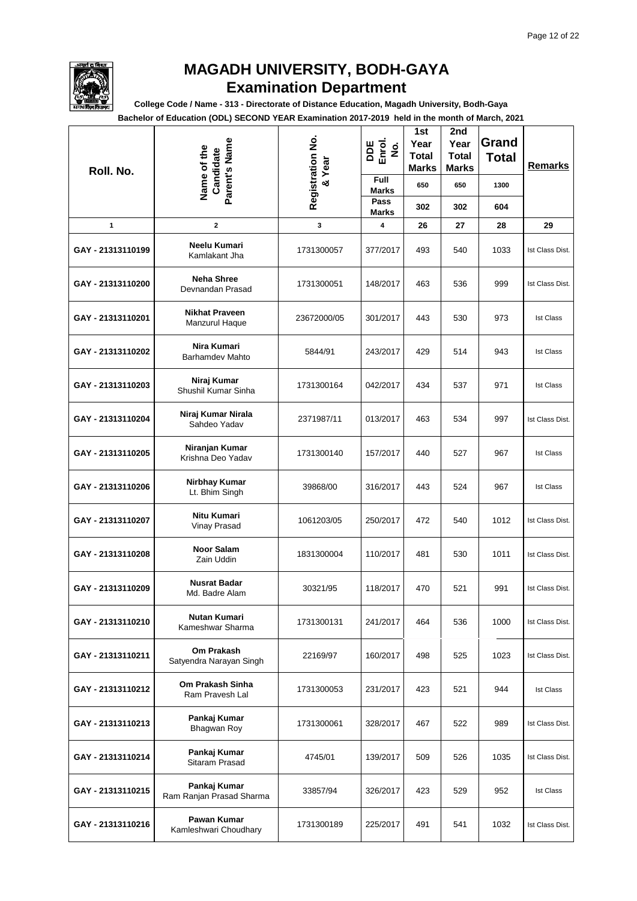# MAGADH UNIVERSITY, BODH-GAYA
## Examination Department

**College Code / Name - 313 - Directorate of Distance Education, Magadh University, Bodh-Gaya**

**Bachelor of Education (ODL) SECOND YEAR Examination 2017-2019 held in the month of March, 2021**

| Roll. No. | Name of the Candidate Parent's Name | Registration No. & Year | DDE Enrol. No. | 1st Year Total Marks | 2nd Year Total Marks | Grand Total | Remarks |
|---|---|---|---|---|---|---|---|
| | | | Full Marks | 650 | 650 | 1300 | |
| | | | Pass Marks | 302 | 302 | 604 | |
| 1 | 2 | 3 | 4 | 26 | 27 | 28 | 29 |
| GAY - 21313110199 | **Neelu Kumari** Kamlakant Jha | 1731300057 | 377/2017 | 493 | 540 | 1033 | Ist Class Dist. |
| GAY - 21313110200 | **Neha Shree** Devnandan Prasad | 1731300051 | 148/2017 | 463 | 536 | 999 | Ist Class Dist. |
| GAY - 21313110201 | **Nikhat Praveen** Manzurul Haque | 23672000/05 | 301/2017 | 443 | 530 | 973 | Ist Class |
| GAY - 21313110202 | **Nira Kumari** Barhamdev Mahto | 5844/91 | 243/2017 | 429 | 514 | 943 | Ist Class |
| GAY - 21313110203 | **Niraj Kumar** Shushil Kumar Sinha | 1731300164 | 042/2017 | 434 | 537 | 971 | Ist Class |
| GAY - 21313110204 | **Niraj Kumar Nirala** Sahdeo Yadav | 2371987/11 | 013/2017 | 463 | 534 | 997 | Ist Class Dist. |
| GAY - 21313110205 | **Niranjan Kumar** Krishna Deo Yadav | 1731300140 | 157/2017 | 440 | 527 | 967 | Ist Class |
| GAY - 21313110206 | **Nirbhay Kumar** Lt. Bhim Singh | 39868/00 | 316/2017 | 443 | 524 | 967 | Ist Class |
| GAY - 21313110207 | **Nitu Kumari** Vinay Prasad | 1061203/05 | 250/2017 | 472 | 540 | 1012 | Ist Class Dist. |
| GAY - 21313110208 | **Noor Salam** Zain Uddin | 1831300004 | 110/2017 | 481 | 530 | 1011 | Ist Class Dist. |
| GAY - 21313110209 | **Nusrat Badar** Md. Badre Alam | 30321/95 | 118/2017 | 470 | 521 | 991 | Ist Class Dist. |
| GAY - 21313110210 | **Nutan Kumari** Kameshwar Sharma | 1731300131 | 241/2017 | 464 | 536 | 1000 | Ist Class Dist. |
| GAY - 21313110211 | **Om Prakash** Satyendra Narayan Singh | 22169/97 | 160/2017 | 498 | 525 | 1023 | Ist Class Dist. |
| GAY - 21313110212 | **Om Prakash Sinha** Ram Pravesh Lal | 1731300053 | 231/2017 | 423 | 521 | 944 | Ist Class |
| GAY - 21313110213 | **Pankaj Kumar** Bhagwan Roy | 1731300061 | 328/2017 | 467 | 522 | 989 | Ist Class Dist. |
| GAY - 21313110214 | **Pankaj Kumar** Sitaram Prasad | 4745/01 | 139/2017 | 509 | 526 | 1035 | Ist Class Dist. |
| GAY - 21313110215 | **Pankaj Kumar** Ram Ranjan Prasad Sharma | 33857/94 | 326/2017 | 423 | 529 | 952 | Ist Class |
| GAY - 21313110216 | **Pawan Kumar** Kamleshwari Choudhary | 1731300189 | 225/2017 | 491 | 541 | 1032 | Ist Class Dist. |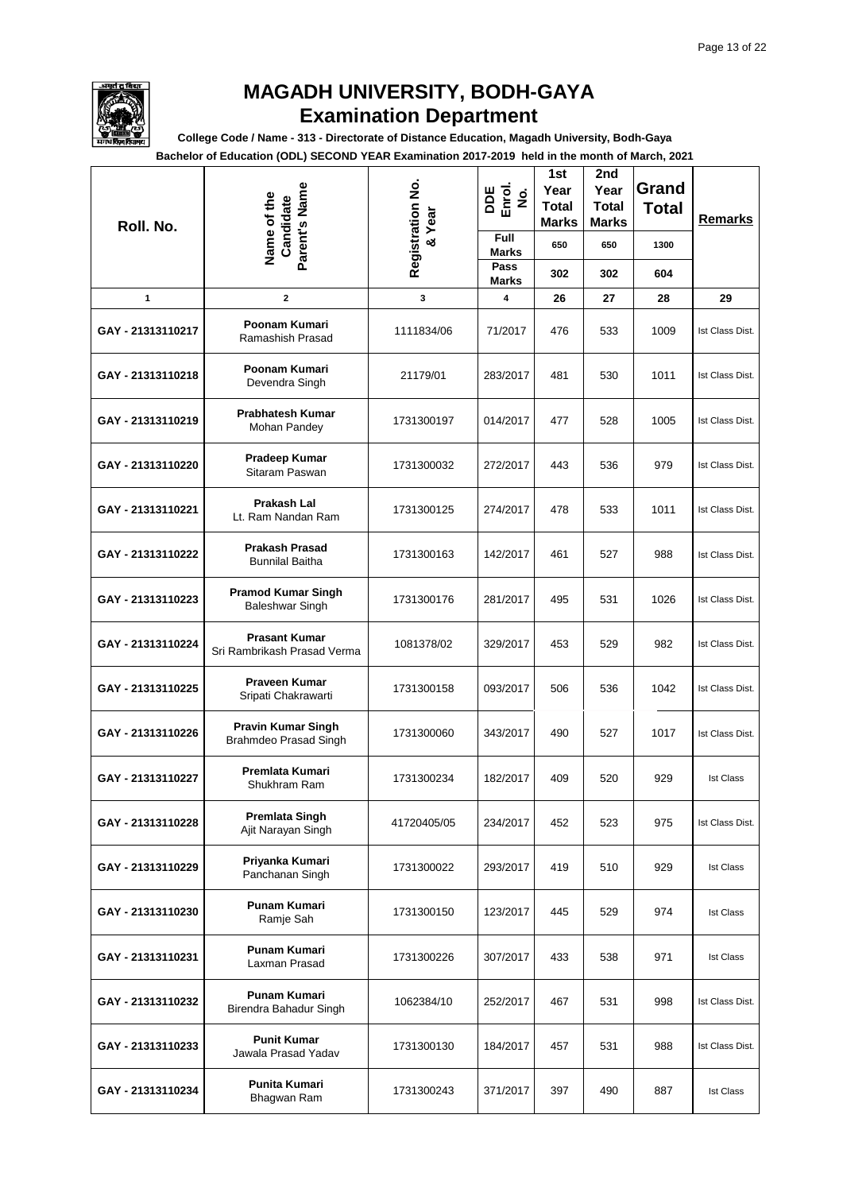# MAGADH UNIVERSITY, BODH-GAYA
## Examination Department

**College Code / Name - 313 - Directorate of Distance Education, Magadh University, Bodh-Gaya**

**Bachelor of Education (ODL) SECOND YEAR Examination 2017-2019 held in the month of March, 2021**

| Roll. No. | Name of the Candidate Parent's Name | Registration No. & Year | DDE Enrol. No. | 1st Year Total Marks | 2nd Year Total Marks | Grand Total | Remarks |
|---|---|---|---|---|---|---|---|
| | | | Full Marks | 650 | 650 | 1300 | |
| | | | Pass Marks | 302 | 302 | 604 | |
| 1 | 2 | 3 | 4 | 26 | 27 | 28 | 29 |
| GAY - 21313110217 | **Poonam Kumari** Ramashish Prasad | 1111834/06 | 71/2017 | 476 | 533 | 1009 | Ist Class Dist. |
| GAY - 21313110218 | **Poonam Kumari** Devendra Singh | 21179/01 | 283/2017 | 481 | 530 | 1011 | Ist Class Dist. |
| GAY - 21313110219 | **Prabhatesh Kumar** Mohan Pandey | 1731300197 | 014/2017 | 477 | 528 | 1005 | Ist Class Dist. |
| GAY - 21313110220 | **Pradeep Kumar** Sitaram Paswan | 1731300032 | 272/2017 | 443 | 536 | 979 | Ist Class Dist. |
| GAY - 21313110221 | **Prakash Lal** Lt. Ram Nandan Ram | 1731300125 | 274/2017 | 478 | 533 | 1011 | Ist Class Dist. |
| GAY - 21313110222 | **Prakash Prasad** Bunnilal Baitha | 1731300163 | 142/2017 | 461 | 527 | 988 | Ist Class Dist. |
| GAY - 21313110223 | **Pramod Kumar Singh** Baleshwar Singh | 1731300176 | 281/2017 | 495 | 531 | 1026 | Ist Class Dist. |
| GAY - 21313110224 | **Prasant Kumar** Sri Rambrikash Prasad Verma | 1081378/02 | 329/2017 | 453 | 529 | 982 | Ist Class Dist. |
| GAY - 21313110225 | **Praveen Kumar** Sripati Chakrawarti | 1731300158 | 093/2017 | 506 | 536 | 1042 | Ist Class Dist. |
| GAY - 21313110226 | **Pravin Kumar Singh** Brahmdeo Prasad Singh | 1731300060 | 343/2017 | 490 | 527 | 1017 | Ist Class Dist. |
| GAY - 21313110227 | **Premlata Kumari** Shukhram Ram | 1731300234 | 182/2017 | 409 | 520 | 929 | Ist Class |
| GAY - 21313110228 | **Premlata Singh** Ajit Narayan Singh | 41720405/05 | 234/2017 | 452 | 523 | 975 | Ist Class Dist. |
| GAY - 21313110229 | **Priyanka Kumari** Panchanan Singh | 1731300022 | 293/2017 | 419 | 510 | 929 | Ist Class |
| GAY - 21313110230 | **Punam Kumari** Ramje Sah | 1731300150 | 123/2017 | 445 | 529 | 974 | Ist Class |
| GAY - 21313110231 | **Punam Kumari** Laxman Prasad | 1731300226 | 307/2017 | 433 | 538 | 971 | Ist Class |
| GAY - 21313110232 | **Punam Kumari** Birendra Bahadur Singh | 1062384/10 | 252/2017 | 467 | 531 | 998 | Ist Class Dist. |
| GAY - 21313110233 | **Punit Kumar** Jawala Prasad Yadav | 1731300130 | 184/2017 | 457 | 531 | 988 | Ist Class Dist. |
| GAY - 21313110234 | **Punita Kumari** Bhagwan Ram | 1731300243 | 371/2017 | 397 | 490 | 887 | Ist Class |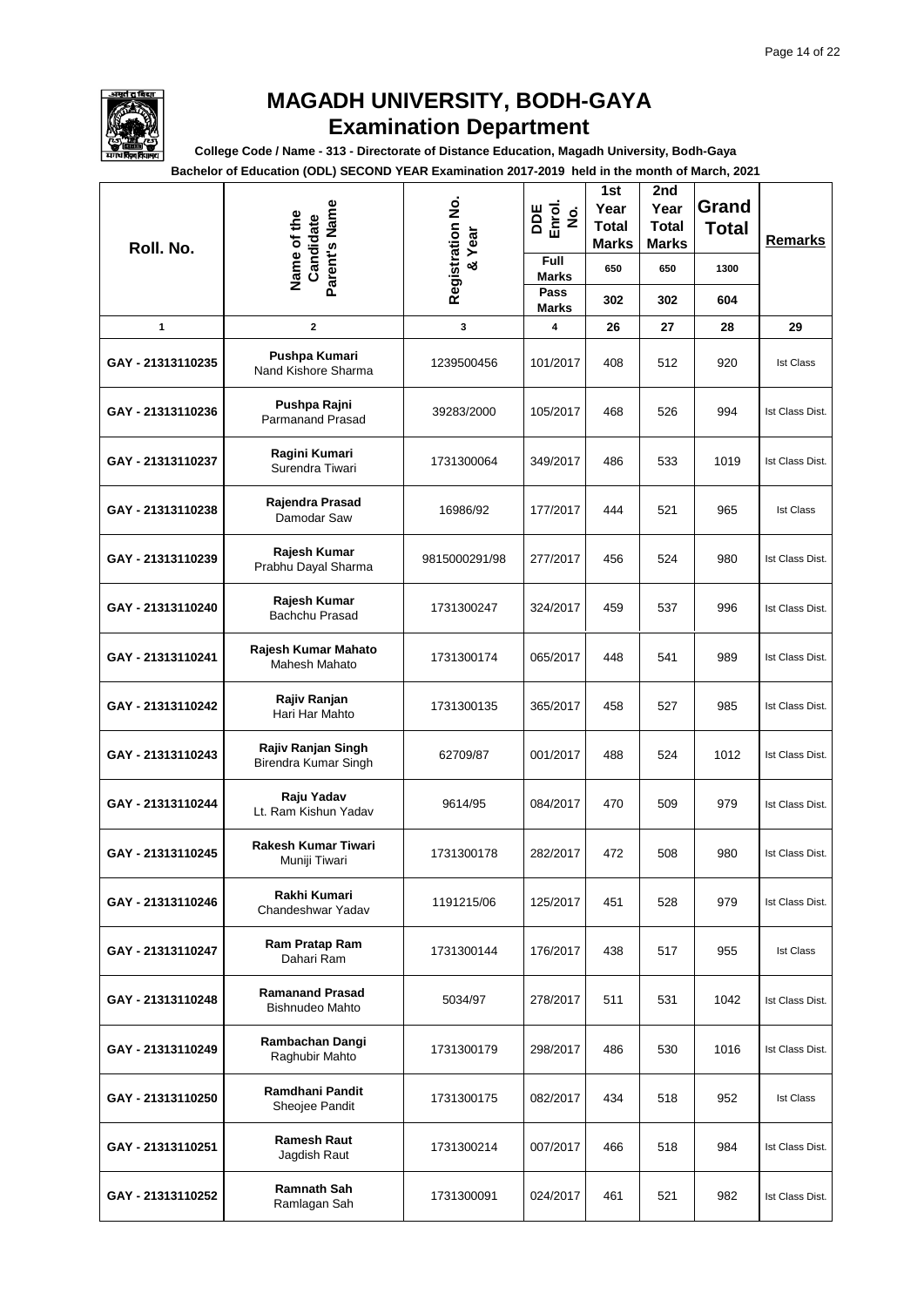# MAGADH UNIVERSITY, BODH-GAYA

## Examination Department

**College Code / Name - 313 - Directorate of Distance Education, Magadh University, Bodh-Gaya**

**Bachelor of Education (ODL) SECOND YEAR Examination 2017-2019 held in the month of March, 2021**

| Roll. No. | Name of the Candidate Parent's Name | Registration No. & Year | DDE Enrol. No. | 1st Year Total Marks | 2nd Year Total Marks | Grand Total | Remarks |
|---|---|---|---|---|---|---|---|
| | | | Full Marks | 650 | 650 | 1300 | |
| | | | Pass Marks | 302 | 302 | 604 | |
| 1 | 2 | 3 | 4 | 26 | 27 | 28 | 29 |
| GAY - 21313110235 | **Pushpa Kumari** Nand Kishore Sharma | 1239500456 | 101/2017 | 408 | 512 | 920 | Ist Class |
| GAY - 21313110236 | **Pushpa Rajni** Parmanand Prasad | 39283/2000 | 105/2017 | 468 | 526 | 994 | Ist Class Dist. |
| GAY - 21313110237 | **Ragini Kumari** Surendra Tiwari | 1731300064 | 349/2017 | 486 | 533 | 1019 | Ist Class Dist. |
| GAY - 21313110238 | **Rajendra Prasad** Damodar Saw | 16986/92 | 177/2017 | 444 | 521 | 965 | Ist Class |
| GAY - 21313110239 | **Rajesh Kumar** Prabhu Dayal Sharma | 9815000291/98 | 277/2017 | 456 | 524 | 980 | Ist Class Dist. |
| GAY - 21313110240 | **Rajesh Kumar** Bachchu Prasad | 1731300247 | 324/2017 | 459 | 537 | 996 | Ist Class Dist. |
| GAY - 21313110241 | **Rajesh Kumar Mahato** Mahesh Mahato | 1731300174 | 065/2017 | 448 | 541 | 989 | Ist Class Dist. |
| GAY - 21313110242 | **Rajiv Ranjan** Hari Har Mahto | 1731300135 | 365/2017 | 458 | 527 | 985 | Ist Class Dist. |
| GAY - 21313110243 | **Rajiv Ranjan Singh** Birendra Kumar Singh | 62709/87 | 001/2017 | 488 | 524 | 1012 | Ist Class Dist. |
| GAY - 21313110244 | **Raju Yadav** Lt. Ram Kishun Yadav | 9614/95 | 084/2017 | 470 | 509 | 979 | Ist Class Dist. |
| GAY - 21313110245 | **Rakesh Kumar Tiwari** Muniji Tiwari | 1731300178 | 282/2017 | 472 | 508 | 980 | Ist Class Dist. |
| GAY - 21313110246 | **Rakhi Kumari** Chandeshwar Yadav | 1191215/06 | 125/2017 | 451 | 528 | 979 | Ist Class Dist. |
| GAY - 21313110247 | **Ram Pratap Ram** Dahari Ram | 1731300144 | 176/2017 | 438 | 517 | 955 | Ist Class |
| GAY - 21313110248 | **Ramanand Prasad** Bishnudeo Mahto | 5034/97 | 278/2017 | 511 | 531 | 1042 | Ist Class Dist. |
| GAY - 21313110249 | **Rambachan Dangi** Raghubir Mahto | 1731300179 | 298/2017 | 486 | 530 | 1016 | Ist Class Dist. |
| GAY - 21313110250 | **Ramdhani Pandit** Sheojee Pandit | 1731300175 | 082/2017 | 434 | 518 | 952 | Ist Class |
| GAY - 21313110251 | **Ramesh Raut** Jagdish Raut | 1731300214 | 007/2017 | 466 | 518 | 984 | Ist Class Dist. |
| GAY - 21313110252 | **Ramnath Sah** Ramlagan Sah | 1731300091 | 024/2017 | 461 | 521 | 982 | Ist Class Dist. |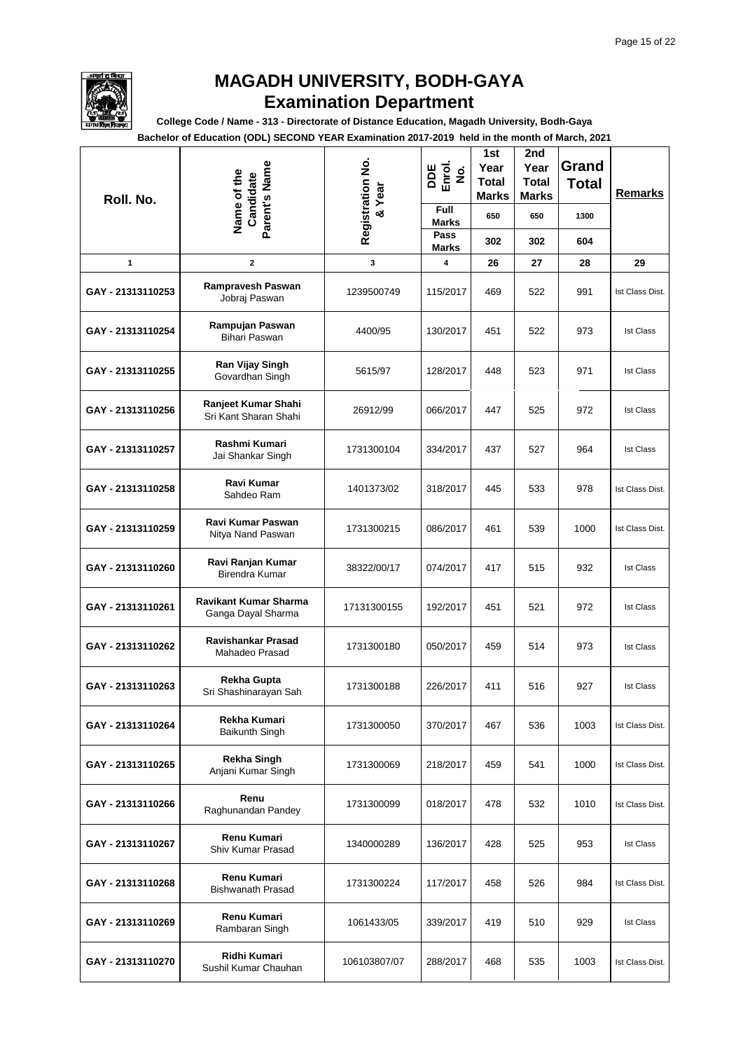# MAGADH UNIVERSITY, BODH-GAYA
## Examination Department

**College Code / Name - 313 - Directorate of Distance Education, Magadh University, Bodh-Gaya**

**Bachelor of Education (ODL) SECOND YEAR Examination 2017-2019 held in the month of March, 2021**

| Roll. No. | Name of the Candidate / Parent's Name | Registration No. & Year | DDE Enrol. No. | 1st Year Total Marks | 2nd Year Total Marks | Grand Total | Remarks |
|---|---|---|---|---|---|---|---|
| | | | Full Marks | 650 | 650 | 1300 | |
| | | | Pass Marks | 302 | 302 | 604 | |
| 1 | 2 | 3 | 4 | 26 | 27 | 28 | 29 |
| GAY - 21313110253 | **Rampravesh Paswan** Jobraj Paswan | 1239500749 | 115/2017 | 469 | 522 | 991 | Ist Class Dist. |
| GAY - 21313110254 | **Rampujan Paswan** Bihari Paswan | 4400/95 | 130/2017 | 451 | 522 | 973 | Ist Class |
| GAY - 21313110255 | **Ran Vijay Singh** Govardhan Singh | 5615/97 | 128/2017 | 448 | 523 | 971 | Ist Class |
| GAY - 21313110256 | **Ranjeet Kumar Shahi** Sri Kant Sharan Shahi | 26912/99 | 066/2017 | 447 | 525 | 972 | Ist Class |
| GAY - 21313110257 | **Rashmi Kumari** Jai Shankar Singh | 1731300104 | 334/2017 | 437 | 527 | 964 | Ist Class |
| GAY - 21313110258 | **Ravi Kumar** Sahdeo Ram | 1401373/02 | 318/2017 | 445 | 533 | 978 | Ist Class Dist. |
| GAY - 21313110259 | **Ravi Kumar Paswan** Nitya Nand Paswan | 1731300215 | 086/2017 | 461 | 539 | 1000 | Ist Class Dist. |
| GAY - 21313110260 | **Ravi Ranjan Kumar** Birendra Kumar | 38322/00/17 | 074/2017 | 417 | 515 | 932 | Ist Class |
| GAY - 21313110261 | **Ravikant Kumar Sharma** Ganga Dayal Sharma | 17131300155 | 192/2017 | 451 | 521 | 972 | Ist Class |
| GAY - 21313110262 | **Ravishankar Prasad** Mahadeo Prasad | 1731300180 | 050/2017 | 459 | 514 | 973 | Ist Class |
| GAY - 21313110263 | **Rekha Gupta** Sri Shashinarayan Sah | 1731300188 | 226/2017 | 411 | 516 | 927 | Ist Class |
| GAY - 21313110264 | **Rekha Kumari** Baikunth Singh | 1731300050 | 370/2017 | 467 | 536 | 1003 | Ist Class Dist. |
| GAY - 21313110265 | **Rekha Singh** Anjani Kumar Singh | 1731300069 | 218/2017 | 459 | 541 | 1000 | Ist Class Dist. |
| GAY - 21313110266 | **Renu** Raghunandan Pandey | 1731300099 | 018/2017 | 478 | 532 | 1010 | Ist Class Dist. |
| GAY - 21313110267 | **Renu Kumari** Shiv Kumar Prasad | 1340000289 | 136/2017 | 428 | 525 | 953 | Ist Class |
| GAY - 21313110268 | **Renu Kumari** Bishwanath Prasad | 1731300224 | 117/2017 | 458 | 526 | 984 | Ist Class Dist. |
| GAY - 21313110269 | **Renu Kumari** Rambaran Singh | 1061433/05 | 339/2017 | 419 | 510 | 929 | Ist Class |
| GAY - 21313110270 | **Ridhi Kumari** Sushil Kumar Chauhan | 106103807/07 | 288/2017 | 468 | 535 | 1003 | Ist Class Dist. |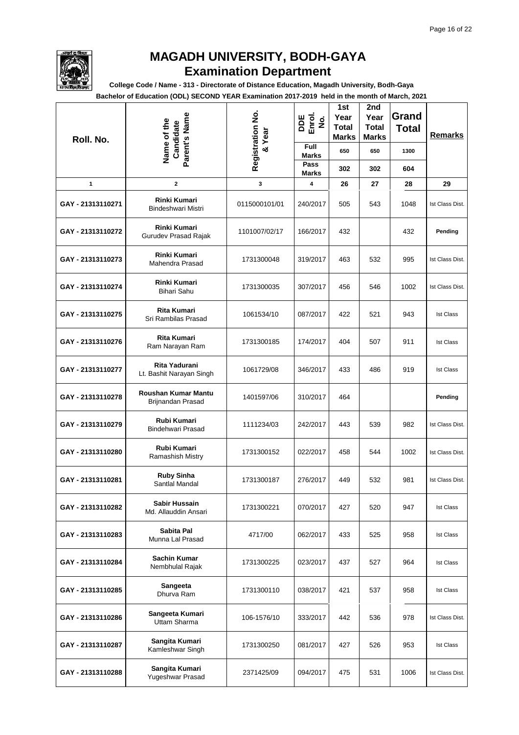# MAGADH UNIVERSITY, BODH-GAYA
## Examination Department

**College Code / Name - 313 - Directorate of Distance Education, Magadh University, Bodh-Gaya**

**Bachelor of Education (ODL) SECOND YEAR Examination 2017-2019 held in the month of March, 2021**

| Roll. No. | Name of the Candidate Parent's Name | Registration No. & Year | DDE Enrol. No. | 1st Year Total Marks | 2nd Year Total Marks | Grand Total | Remarks |
|---|---|---|---|---|---|---|---|
| | | | Full Marks | 650 | 650 | 1300 | |
| | | | Pass Marks | 302 | 302 | 604 | |
| 1 | 2 | 3 | 4 | 26 | 27 | 28 | 29 |
| GAY - 21313110271 | **Rinki Kumari** Bindeshwari Mistri | 0115000101/01 | 240/2017 | 505 | 543 | 1048 | Ist Class Dist. |
| GAY - 21313110272 | **Rinki Kumari** Gurudev Prasad Rajak | 1101007/02/17 | 166/2017 | 432 | | 432 | **Pending** |
| GAY - 21313110273 | **Rinki Kumari** Mahendra Prasad | 1731300048 | 319/2017 | 463 | 532 | 995 | Ist Class Dist. |
| GAY - 21313110274 | **Rinki Kumari** Bihari Sahu | 1731300035 | 307/2017 | 456 | 546 | 1002 | Ist Class Dist. |
| GAY - 21313110275 | **Rita Kumari** Sri Rambilas Prasad | 1061534/10 | 087/2017 | 422 | 521 | 943 | Ist Class |
| GAY - 21313110276 | **Rita Kumari** Ram Narayan Ram | 1731300185 | 174/2017 | 404 | 507 | 911 | Ist Class |
| GAY - 21313110277 | **Rita Yadurani** Lt. Bashit Narayan Singh | 1061729/08 | 346/2017 | 433 | 486 | 919 | Ist Class |
| GAY - 21313110278 | **Roushan Kumar Mantu** Brijnandan Prasad | 1401597/06 | 310/2017 | 464 | | | **Pending** |
| GAY - 21313110279 | **Rubi Kumari** Bindehwari Prasad | 1111234/03 | 242/2017 | 443 | 539 | 982 | Ist Class Dist. |
| GAY - 21313110280 | **Rubi Kumari** Ramashish Mistry | 1731300152 | 022/2017 | 458 | 544 | 1002 | Ist Class Dist. |
| GAY - 21313110281 | **Ruby Sinha** Santlal Mandal | 1731300187 | 276/2017 | 449 | 532 | 981 | Ist Class Dist. |
| GAY - 21313110282 | **Sabir Hussain** Md. Allauddin Ansari | 1731300221 | 070/2017 | 427 | 520 | 947 | Ist Class |
| GAY - 21313110283 | **Sabita Pal** Munna Lal Prasad | 4717/00 | 062/2017 | 433 | 525 | 958 | Ist Class |
| GAY - 21313110284 | **Sachin Kumar** Nembhulal Rajak | 1731300225 | 023/2017 | 437 | 527 | 964 | Ist Class |
| GAY - 21313110285 | **Sangeeta** Dhurva Ram | 1731300110 | 038/2017 | 421 | 537 | 958 | Ist Class |
| GAY - 21313110286 | **Sangeeta Kumari** Uttam Sharma | 106-1576/10 | 333/2017 | 442 | 536 | 978 | Ist Class Dist. |
| GAY - 21313110287 | **Sangita Kumari** Kamleshwar Singh | 1731300250 | 081/2017 | 427 | 526 | 953 | Ist Class |
| GAY - 21313110288 | **Sangita Kumari** Yugeshwar Prasad | 2371425/09 | 094/2017 | 475 | 531 | 1006 | Ist Class Dist. |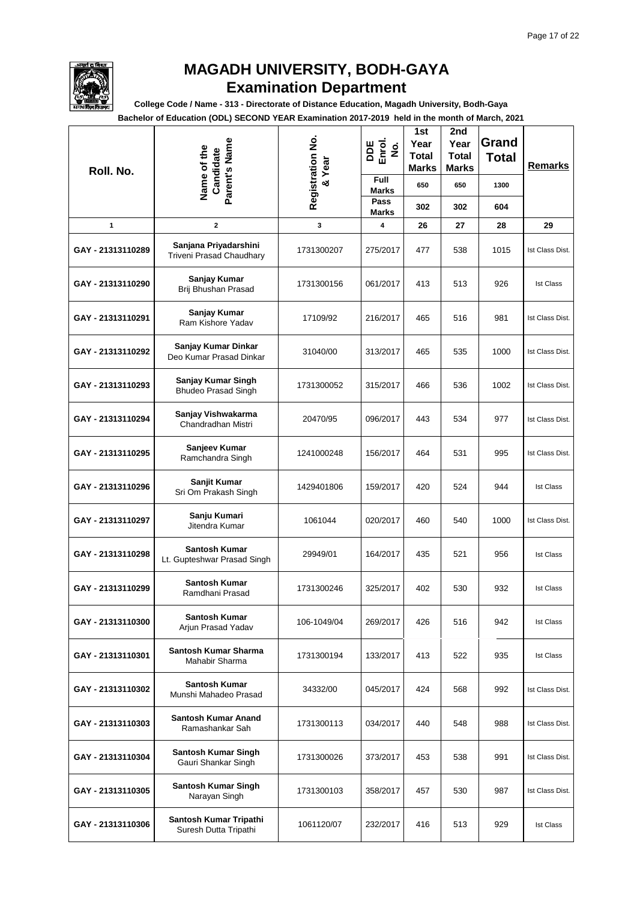# MAGADH UNIVERSITY, BODH-GAYA

## Examination Department

**College Code / Name - 313 - Directorate of Distance Education, Magadh University, Bodh-Gaya**

**Bachelor of Education (ODL) SECOND YEAR Examination 2017-2019 held in the month of March, 2021**

| Roll. No. | Name of the Candidate Parent's Name | Registration No. & Year | DDE Enrol. No. | 1st Year Total Marks | 2nd Year Total Marks | Grand Total | Remarks |
|---|---|---|---|---|---|---|---|
| | | | Full Marks | 650 | 650 | 1300 | |
| | | | Pass Marks | 302 | 302 | 604 | |
| 1 | 2 | 3 | 4 | 26 | 27 | 28 | 29 |
| GAY - 21313110289 | **Sanjana Priyadarshini** Triveni Prasad Chaudhary | 1731300207 | 275/2017 | 477 | 538 | 1015 | Ist Class Dist. |
| GAY - 21313110290 | **Sanjay Kumar** Brij Bhushan Prasad | 1731300156 | 061/2017 | 413 | 513 | 926 | Ist Class |
| GAY - 21313110291 | **Sanjay Kumar** Ram Kishore Yadav | 17109/92 | 216/2017 | 465 | 516 | 981 | Ist Class Dist. |
| GAY - 21313110292 | **Sanjay Kumar Dinkar** Deo Kumar Prasad Dinkar | 31040/00 | 313/2017 | 465 | 535 | 1000 | Ist Class Dist. |
| GAY - 21313110293 | **Sanjay Kumar Singh** Bhudeo Prasad Singh | 1731300052 | 315/2017 | 466 | 536 | 1002 | Ist Class Dist. |
| GAY - 21313110294 | **Sanjay Vishwakarma** Chandradhan Mistri | 20470/95 | 096/2017 | 443 | 534 | 977 | Ist Class Dist. |
| GAY - 21313110295 | **Sanjeev Kumar** Ramchandra Singh | 1241000248 | 156/2017 | 464 | 531 | 995 | Ist Class Dist. |
| GAY - 21313110296 | **Sanjit Kumar** Sri Om Prakash Singh | 1429401806 | 159/2017 | 420 | 524 | 944 | Ist Class |
| GAY - 21313110297 | **Sanju Kumari** Jitendra Kumar | 1061044 | 020/2017 | 460 | 540 | 1000 | Ist Class Dist. |
| GAY - 21313110298 | **Santosh Kumar** Lt. Gupteshwar Prasad Singh | 29949/01 | 164/2017 | 435 | 521 | 956 | Ist Class |
| GAY - 21313110299 | **Santosh Kumar** Ramdhani Prasad | 1731300246 | 325/2017 | 402 | 530 | 932 | Ist Class |
| GAY - 21313110300 | **Santosh Kumar** Arjun Prasad Yadav | 106-1049/04 | 269/2017 | 426 | 516 | 942 | Ist Class |
| GAY - 21313110301 | **Santosh Kumar Sharma** Mahabir Sharma | 1731300194 | 133/2017 | 413 | 522 | 935 | Ist Class |
| GAY - 21313110302 | **Santosh Kumar** Munshi Mahadeo Prasad | 34332/00 | 045/2017 | 424 | 568 | 992 | Ist Class Dist. |
| GAY - 21313110303 | **Santosh Kumar Anand** Ramashankar Sah | 1731300113 | 034/2017 | 440 | 548 | 988 | Ist Class Dist. |
| GAY - 21313110304 | **Santosh Kumar Singh** Gauri Shankar Singh | 1731300026 | 373/2017 | 453 | 538 | 991 | Ist Class Dist. |
| GAY - 21313110305 | **Santosh Kumar Singh** Narayan Singh | 1731300103 | 358/2017 | 457 | 530 | 987 | Ist Class Dist. |
| GAY - 21313110306 | **Santosh Kumar Tripathi** Suresh Dutta Tripathi | 1061120/07 | 232/2017 | 416 | 513 | 929 | Ist Class |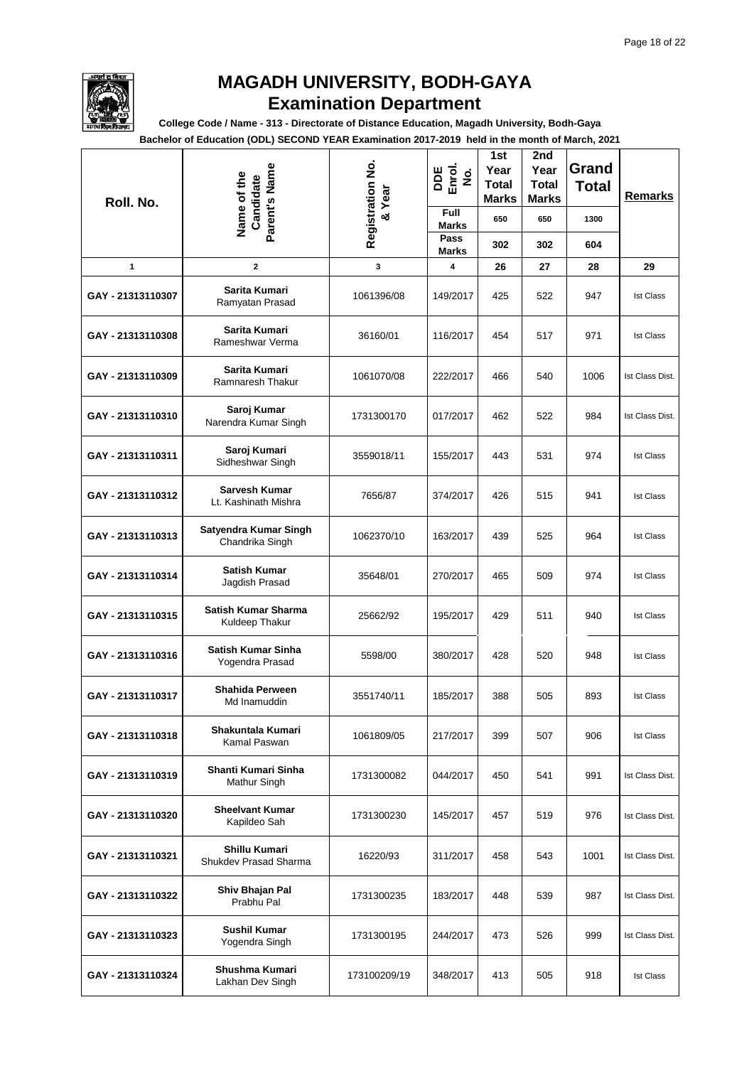# MAGADH UNIVERSITY, BODH-GAYA

## Examination Department

**College Code / Name - 313 - Directorate of Distance Education, Magadh University, Bodh-Gaya**

**Bachelor of Education (ODL) SECOND YEAR Examination 2017-2019 held in the month of March, 2021**

| Roll. No. | Name of the Candidate Parent's Name | Registration No. & Year | DDE Enrol. No. | 1st Year Total Marks | 2nd Year Total Marks | Grand Total | Remarks |
|---|---|---|---|---|---|---|---|
| | | | Full Marks | 650 | 650 | 1300 | |
| | | | Pass Marks | 302 | 302 | 604 | |
| 1 | 2 | 3 | 4 | 26 | 27 | 28 | 29 |
| GAY - 21313110307 | **Sarita Kumari** Ramyatan Prasad | 1061396/08 | 149/2017 | 425 | 522 | 947 | Ist Class |
| GAY - 21313110308 | **Sarita Kumari** Rameshwar Verma | 36160/01 | 116/2017 | 454 | 517 | 971 | Ist Class |
| GAY - 21313110309 | **Sarita Kumari** Ramnaresh Thakur | 1061070/08 | 222/2017 | 466 | 540 | 1006 | Ist Class Dist. |
| GAY - 21313110310 | **Saroj Kumar** Narendra Kumar Singh | 1731300170 | 017/2017 | 462 | 522 | 984 | Ist Class Dist. |
| GAY - 21313110311 | **Saroj Kumari** Sidheshwar Singh | 3559018/11 | 155/2017 | 443 | 531 | 974 | Ist Class |
| GAY - 21313110312 | **Sarvesh Kumar** Lt. Kashinath Mishra | 7656/87 | 374/2017 | 426 | 515 | 941 | Ist Class |
| GAY - 21313110313 | **Satyendra Kumar Singh** Chandrika Singh | 1062370/10 | 163/2017 | 439 | 525 | 964 | Ist Class |
| GAY - 21313110314 | **Satish Kumar** Jagdish Prasad | 35648/01 | 270/2017 | 465 | 509 | 974 | Ist Class |
| GAY - 21313110315 | **Satish Kumar Sharma** Kuldeep Thakur | 25662/92 | 195/2017 | 429 | 511 | 940 | Ist Class |
| GAY - 21313110316 | **Satish Kumar Sinha** Yogendra Prasad | 5598/00 | 380/2017 | 428 | 520 | 948 | Ist Class |
| GAY - 21313110317 | **Shahida Perween** Md Inamuddin | 3551740/11 | 185/2017 | 388 | 505 | 893 | Ist Class |
| GAY - 21313110318 | **Shakuntala Kumari** Kamal Paswan | 1061809/05 | 217/2017 | 399 | 507 | 906 | Ist Class |
| GAY - 21313110319 | **Shanti Kumari Sinha** Mathur Singh | 1731300082 | 044/2017 | 450 | 541 | 991 | Ist Class Dist. |
| GAY - 21313110320 | **Sheelvant Kumar** Kapildeo Sah | 1731300230 | 145/2017 | 457 | 519 | 976 | Ist Class Dist. |
| GAY - 21313110321 | **Shillu Kumari** Shukdev Prasad Sharma | 16220/93 | 311/2017 | 458 | 543 | 1001 | Ist Class Dist. |
| GAY - 21313110322 | **Shiv Bhajan Pal** Prabhu Pal | 1731300235 | 183/2017 | 448 | 539 | 987 | Ist Class Dist. |
| GAY - 21313110323 | **Sushil Kumar** Yogendra Singh | 1731300195 | 244/2017 | 473 | 526 | 999 | Ist Class Dist. |
| GAY - 21313110324 | **Shushma Kumari** Lakhan Dev Singh | 173100209/19 | 348/2017 | 413 | 505 | 918 | Ist Class |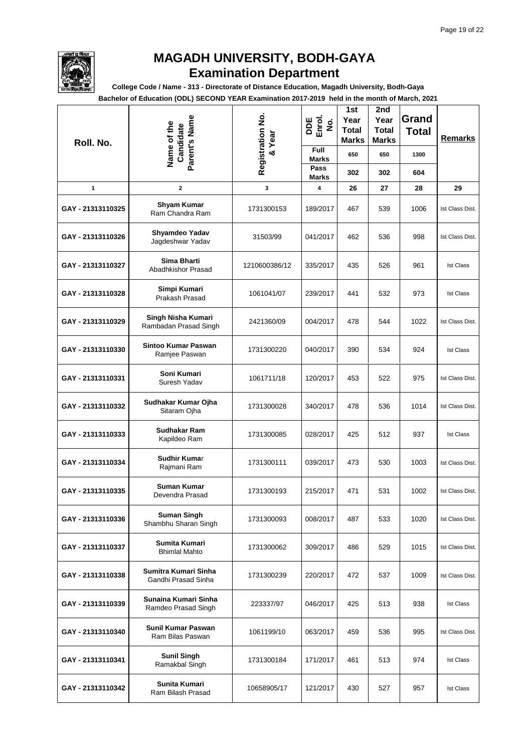# MAGADH UNIVERSITY, BODH-GAYA

## Examination Department

**College Code / Name - 313 - Directorate of Distance Education, Magadh University, Bodh-Gaya**

**Bachelor of Education (ODL) SECOND YEAR Examination 2017-2019 held in the month of March, 2021**

| Roll. No. | Name of the Candidate Parent's Name | Registration No. & Year | DDE Enrol. No. | 1st Year Total Marks | 2nd Year Total Marks | Grand Total | Remarks |
|---|---|---|---|---|---|---|---|
| | | | Full Marks | 650 | 650 | 1300 | |
| | | | Pass Marks | 302 | 302 | 604 | |
| 1 | 2 | 3 | 4 | 26 | 27 | 28 | 29 |
| GAY - 21313110325 | **Shyam Kumar** Ram Chandra Ram | 1731300153 | 189/2017 | 467 | 539 | 1006 | Ist Class Dist. |
| GAY - 21313110326 | **Shyamdeo Yadav** Jagdeshwar Yadav | 31503/99 | 041/2017 | 462 | 536 | 998 | Ist Class Dist. |
| GAY - 21313110327 | **Sima Bharti** Abadhkishor Prasad | 1210600386/12 | 335/2017 | 435 | 526 | 961 | Ist Class |
| GAY - 21313110328 | **Simpi Kumari** Prakash Prasad | 1061041/07 | 239/2017 | 441 | 532 | 973 | Ist Class |
| GAY - 21313110329 | **Singh Nisha Kumari** Rambadan Prasad Singh | 2421360/09 | 004/2017 | 478 | 544 | 1022 | Ist Class Dist. |
| GAY - 21313110330 | **Sintoo Kumar Paswan** Ramjee Paswan | 1731300220 | 040/2017 | 390 | 534 | 924 | Ist Class |
| GAY - 21313110331 | **Soni Kumari** Suresh Yadav | 1061711/18 | 120/2017 | 453 | 522 | 975 | Ist Class Dist. |
| GAY - 21313110332 | **Sudhakar Kumar Ojha** Sitaram Ojha | 1731300028 | 340/2017 | 478 | 536 | 1014 | Ist Class Dist. |
| GAY - 21313110333 | **Sudhakar Ram** Kapildeo Ram | 1731300085 | 028/2017 | 425 | 512 | 937 | Ist Class |
| GAY - 21313110334 | **Sudhir Kumar** Rajmani Ram | 1731300111 | 039/2017 | 473 | 530 | 1003 | Ist Class Dist. |
| GAY - 21313110335 | **Suman Kumar** Devendra Prasad | 1731300193 | 215/2017 | 471 | 531 | 1002 | Ist Class Dist. |
| GAY - 21313110336 | **Suman Singh** Shambhu Sharan Singh | 1731300093 | 008/2017 | 487 | 533 | 1020 | Ist Class Dist. |
| GAY - 21313110337 | **Sumita Kumari** Bhimlal Mahto | 1731300062 | 309/2017 | 486 | 529 | 1015 | Ist Class Dist. |
| GAY - 21313110338 | **Sumitra Kumari Sinha** Gandhi Prasad Sinha | 1731300239 | 220/2017 | 472 | 537 | 1009 | Ist Class Dist. |
| GAY - 21313110339 | **Sunaina Kumari Sinha** Ramdeo Prasad Singh | 223337/97 | 046/2017 | 425 | 513 | 938 | Ist Class |
| GAY - 21313110340 | **Sunil Kumar Paswan** Ram Bilas Paswan | 1061199/10 | 063/2017 | 459 | 536 | 995 | Ist Class Dist. |
| GAY - 21313110341 | **Sunil Singh** Ramakbal Singh | 1731300184 | 171/2017 | 461 | 513 | 974 | Ist Class |
| GAY - 21313110342 | **Sunita Kumari** Ram Bilash Prasad | 10658905/17 | 121/2017 | 430 | 527 | 957 | Ist Class |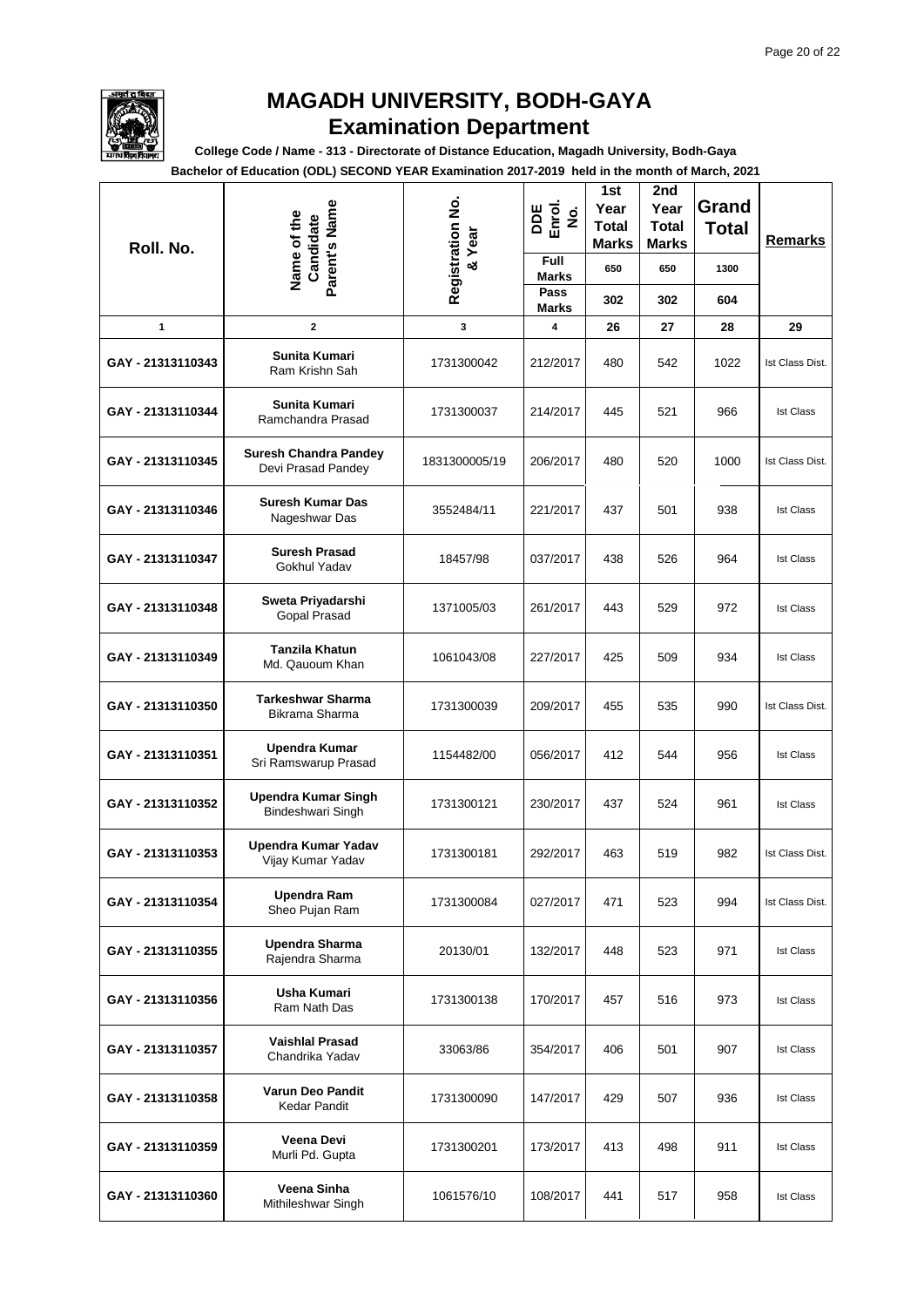# MAGADH UNIVERSITY, BODH-GAYA

## Examination Department

**College Code / Name - 313 - Directorate of Distance Education, Magadh University, Bodh-Gaya**

**Bachelor of Education (ODL) SECOND YEAR Examination 2017-2019 held in the month of March, 2021**

| Roll. No. | Name of the Candidate Parent's Name | Registration No. & Year | DDE Enrol. No. | 1st Year Total Marks | 2nd Year Total Marks | Grand Total | Remarks |
|---|---|---|---|---|---|---|---|
| | | | Full Marks | 650 | 650 | 1300 | |
| | | | Pass Marks | 302 | 302 | 604 | |
| 1 | 2 | 3 | 4 | 26 | 27 | 28 | 29 |
| GAY - 21313110343 | **Sunita Kumari** Ram Krishn Sah | 1731300042 | 212/2017 | 480 | 542 | 1022 | Ist Class Dist. |
| GAY - 21313110344 | **Sunita Kumari** Ramchandra Prasad | 1731300037 | 214/2017 | 445 | 521 | 966 | Ist Class |
| GAY - 21313110345 | **Suresh Chandra Pandey** Devi Prasad Pandey | 1831300005/19 | 206/2017 | 480 | 520 | 1000 | Ist Class Dist. |
| GAY - 21313110346 | **Suresh Kumar Das** Nageshwar Das | 3552484/11 | 221/2017 | 437 | 501 | 938 | Ist Class |
| GAY - 21313110347 | **Suresh Prasad** Gokhul Yadav | 18457/98 | 037/2017 | 438 | 526 | 964 | Ist Class |
| GAY - 21313110348 | **Sweta Priyadarshi** Gopal Prasad | 1371005/03 | 261/2017 | 443 | 529 | 972 | Ist Class |
| GAY - 21313110349 | **Tanzila Khatun** Md. Qauoum Khan | 1061043/08 | 227/2017 | 425 | 509 | 934 | Ist Class |
| GAY - 21313110350 | **Tarkeshwar Sharma** Bikrama Sharma | 1731300039 | 209/2017 | 455 | 535 | 990 | Ist Class Dist. |
| GAY - 21313110351 | **Upendra Kumar** Sri Ramswarup Prasad | 1154482/00 | 056/2017 | 412 | 544 | 956 | Ist Class |
| GAY - 21313110352 | **Upendra Kumar Singh** Bindeshwari Singh | 1731300121 | 230/2017 | 437 | 524 | 961 | Ist Class |
| GAY - 21313110353 | **Upendra Kumar Yadav** Vijay Kumar Yadav | 1731300181 | 292/2017 | 463 | 519 | 982 | Ist Class Dist. |
| GAY - 21313110354 | **Upendra Ram** Sheo Pujan Ram | 1731300084 | 027/2017 | 471 | 523 | 994 | Ist Class Dist. |
| GAY - 21313110355 | **Upendra Sharma** Rajendra Sharma | 20130/01 | 132/2017 | 448 | 523 | 971 | Ist Class |
| GAY - 21313110356 | **Usha Kumari** Ram Nath Das | 1731300138 | 170/2017 | 457 | 516 | 973 | Ist Class |
| GAY - 21313110357 | **Vaishlal Prasad** Chandrika Yadav | 33063/86 | 354/2017 | 406 | 501 | 907 | Ist Class |
| GAY - 21313110358 | **Varun Deo Pandit** Kedar Pandit | 1731300090 | 147/2017 | 429 | 507 | 936 | Ist Class |
| GAY - 21313110359 | **Veena Devi** Murli Pd. Gupta | 1731300201 | 173/2017 | 413 | 498 | 911 | Ist Class |
| GAY - 21313110360 | **Veena Sinha** Mithileshwar Singh | 1061576/10 | 108/2017 | 441 | 517 | 958 | Ist Class |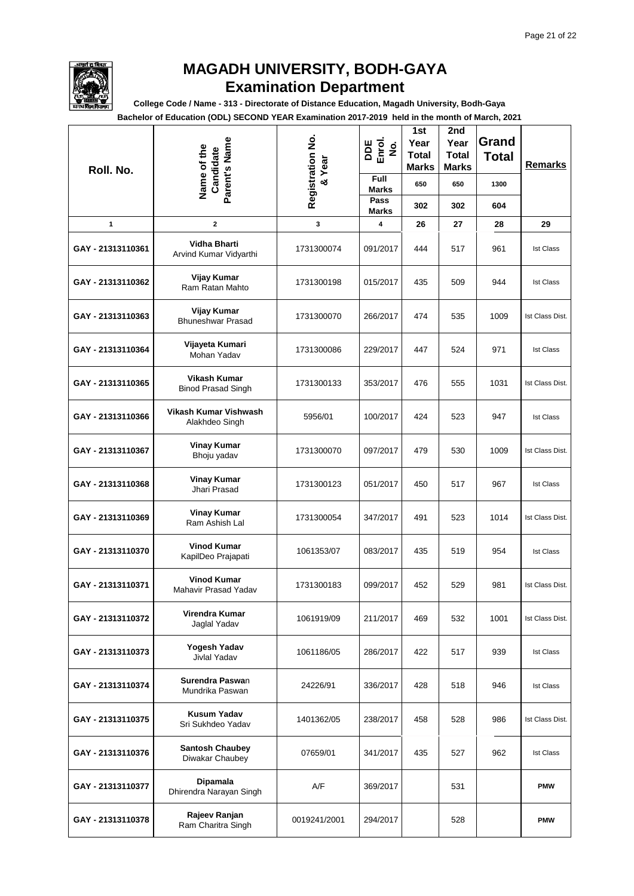# MAGADH UNIVERSITY, BODH-GAYA

## Examination Department

**College Code / Name - 313 - Directorate of Distance Education, Magadh University, Bodh-Gaya**

**Bachelor of Education (ODL) SECOND YEAR Examination 2017-2019 held in the month of March, 2021**

| Roll. No. | Name of the Candidate / Parent's Name | Registration No. & Year | DDE Enrol. No. | 1st Year Total Marks | 2nd Year Total Marks | Grand Total | Remarks |
|---|---|---|---|---|---|---|---|
| | | | Full Marks | 650 | 650 | 1300 | |
| | | | Pass Marks | 302 | 302 | 604 | |
| 1 | 2 | 3 | 4 | 26 | 27 | 28 | 29 |
| GAY - 21313110361 | **Vidha Bharti** Arvind Kumar Vidyarthi | 1731300074 | 091/2017 | 444 | 517 | 961 | Ist Class |
| GAY - 21313110362 | **Vijay Kumar** Ram Ratan Mahto | 1731300198 | 015/2017 | 435 | 509 | 944 | Ist Class |
| GAY - 21313110363 | **Vijay Kumar** Bhuneshwar Prasad | 1731300070 | 266/2017 | 474 | 535 | 1009 | Ist Class Dist. |
| GAY - 21313110364 | **Vijayeta Kumari** Mohan Yadav | 1731300086 | 229/2017 | 447 | 524 | 971 | Ist Class |
| GAY - 21313110365 | **Vikash Kumar** Binod Prasad Singh | 1731300133 | 353/2017 | 476 | 555 | 1031 | Ist Class Dist. |
| GAY - 21313110366 | **Vikash Kumar Vishwash** Alakhdeo Singh | 5956/01 | 100/2017 | 424 | 523 | 947 | Ist Class |
| GAY - 21313110367 | **Vinay Kumar** Bhoju yadav | 1731300070 | 097/2017 | 479 | 530 | 1009 | Ist Class Dist. |
| GAY - 21313110368 | **Vinay Kumar** Jhari Prasad | 1731300123 | 051/2017 | 450 | 517 | 967 | Ist Class |
| GAY - 21313110369 | **Vinay Kumar** Ram Ashish Lal | 1731300054 | 347/2017 | 491 | 523 | 1014 | Ist Class Dist. |
| GAY - 21313110370 | **Vinod Kumar** KapilDeo Prajapati | 1061353/07 | 083/2017 | 435 | 519 | 954 | Ist Class |
| GAY - 21313110371 | **Vinod Kumar** Mahavir Prasad Yadav | 1731300183 | 099/2017 | 452 | 529 | 981 | Ist Class Dist. |
| GAY - 21313110372 | **Virendra Kumar** Jaglal Yadav | 1061919/09 | 211/2017 | 469 | 532 | 1001 | Ist Class Dist. |
| GAY - 21313110373 | **Yogesh Yadav** Jivlal Yadav | 1061186/05 | 286/2017 | 422 | 517 | 939 | Ist Class |
| GAY - 21313110374 | **Surendra Paswan** Mundrika Paswan | 24226/91 | 336/2017 | 428 | 518 | 946 | Ist Class |
| GAY - 21313110375 | **Kusum Yadav** Sri Sukhdeo Yadav | 1401362/05 | 238/2017 | 458 | 528 | 986 | Ist Class Dist. |
| GAY - 21313110376 | **Santosh Chaubey** Diwakar Chaubey | 07659/01 | 341/2017 | 435 | 527 | 962 | Ist Class |
| GAY - 21313110377 | **Dipamala** Dhirendra Narayan Singh | A/F | 369/2017 | | 531 | | **PMW** |
| GAY - 21313110378 | **Rajeev Ranjan** Ram Charitra Singh | 0019241/2001 | 294/2017 | | 528 | | **PMW** |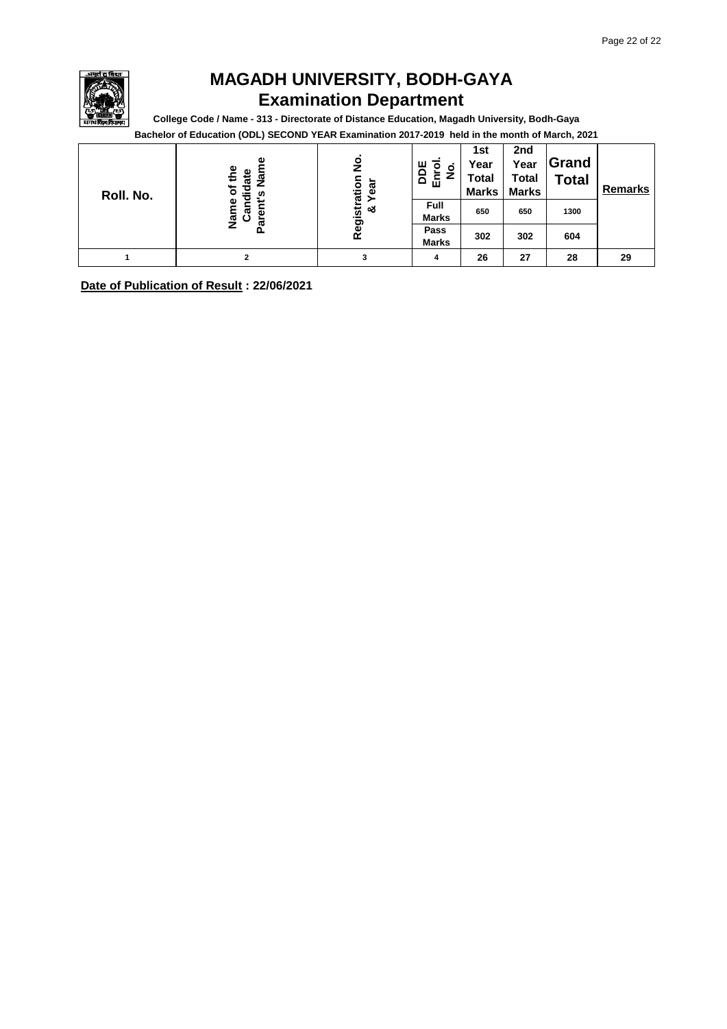# MAGADH UNIVERSITY, BODH-GAYA
## Examination Department

**College Code / Name - 313 - Directorate of Distance Education, Magadh University, Bodh-Gaya**

**Bachelor of Education (ODL) SECOND YEAR Examination 2017-2019 held in the month of March, 2021**

| Roll. No. | Name of the Candidate Parent's Name | Registration No. & Year | DDE Enrol. No. | 1st Year Total Marks | 2nd Year Total Marks | Grand Total | Remarks |
|---|---|---|---|---|---|---|---|
| | | | Full Marks | 650 | 650 | 1300 | |
| | | | Pass Marks | 302 | 302 | 604 | |
| 1 | 2 | 3 | 4 | 26 | 27 | 28 | 29 |

**Date of Publication of Result : 22/06/2021**